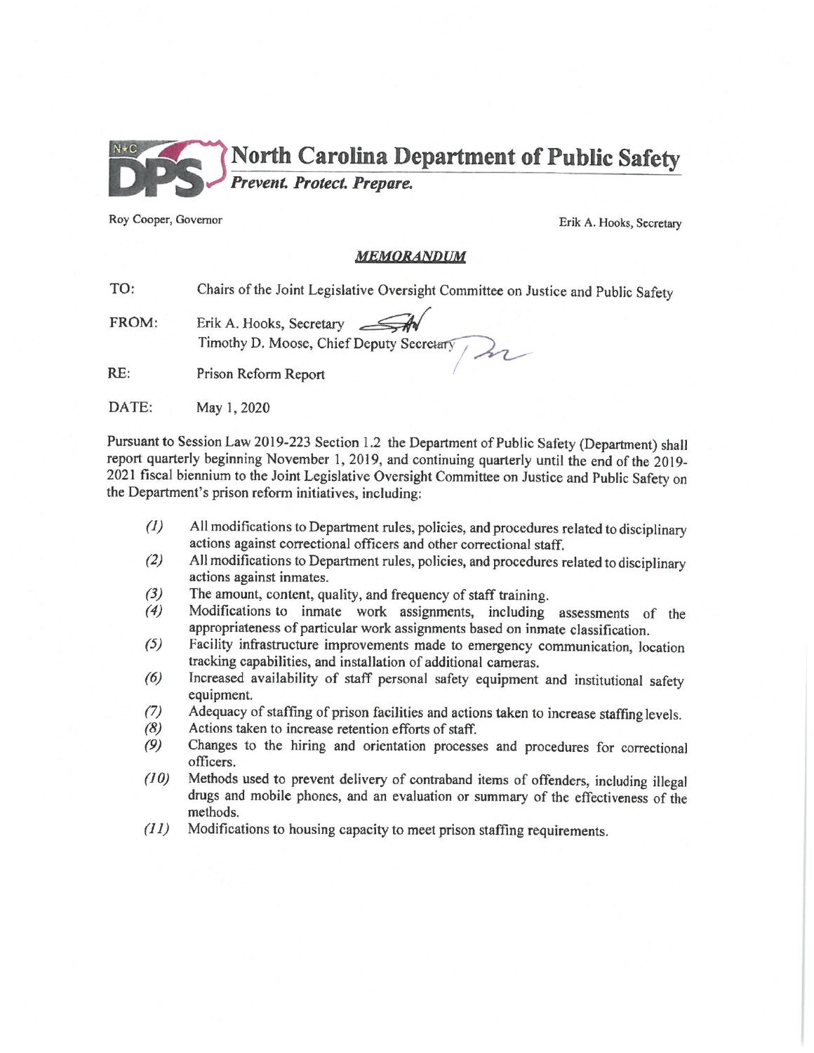# North Carolina Department of Public Safety

*Prevent. Protect. Prepare.*

Roy Cooper, Governor

Erik A. Hooks, Secretary

***MEMORANDUM***

TO: Chairs of the Joint Legislative Oversight Committee on Justice and Public Safety

FROM: Erik A. Hooks, Secretary
Timothy D. Moose, Chief Deputy Secretary

RE: Prison Reform Report

DATE: May 1, 2020

Pursuant to Session Law 2019-223 Section 1.2 the Department of Public Safety (Department) shall report quarterly beginning November 1, 2019, and continuing quarterly until the end of the 2019-2021 fiscal biennium to the Joint Legislative Oversight Committee on Justice and Public Safety on the Department's prison reform initiatives, including:

*(1)* All modifications to Department rules, policies, and procedures related to disciplinary actions against correctional officers and other correctional staff.

*(2)* All modifications to Department rules, policies, and procedures related to disciplinary actions against inmates.

*(3)* The amount, content, quality, and frequency of staff training.

*(4)* Modifications to inmate work assignments, including assessments of the appropriateness of particular work assignments based on inmate classification.

*(5)* Facility infrastructure improvements made to emergency communication, location tracking capabilities, and installation of additional cameras.

*(6)* Increased availability of staff personal safety equipment and institutional safety equipment.

*(7)* Adequacy of staffing of prison facilities and actions taken to increase staffing levels.

*(8)* Actions taken to increase retention efforts of staff.

*(9)* Changes to the hiring and orientation processes and procedures for correctional officers.

*(10)* Methods used to prevent delivery of contraband items of offenders, including illegal drugs and mobile phones, and an evaluation or summary of the effectiveness of the methods.

*(11)* Modifications to housing capacity to meet prison staffing requirements.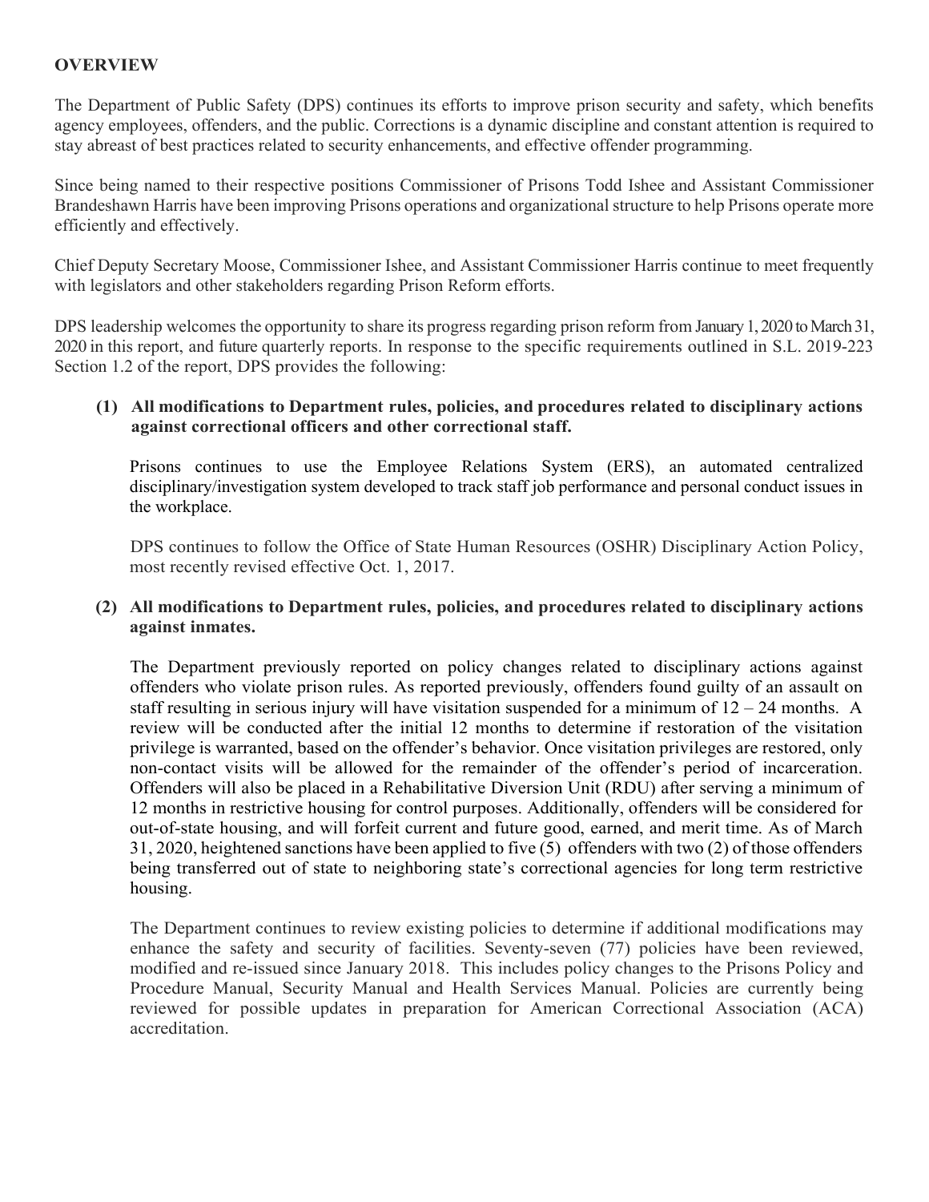## OVERVIEW

The Department of Public Safety (DPS) continues its efforts to improve prison security and safety, which benefits agency employees, offenders, and the public. Corrections is a dynamic discipline and constant attention is required to stay abreast of best practices related to security enhancements, and effective offender programming.

Since being named to their respective positions Commissioner of Prisons Todd Ishee and Assistant Commissioner Brandeshawn Harris have been improving Prisons operations and organizational structure to help Prisons operate more efficiently and effectively.

Chief Deputy Secretary Moose, Commissioner Ishee, and Assistant Commissioner Harris continue to meet frequently with legislators and other stakeholders regarding Prison Reform efforts.

DPS leadership welcomes the opportunity to share its progress regarding prison reform from January 1, 2020 to March 31, 2020 in this report, and future quarterly reports. In response to the specific requirements outlined in S.L. 2019-223 Section 1.2 of the report, DPS provides the following:

**(1) All modifications to Department rules, policies, and procedures related to disciplinary actions against correctional officers and other correctional staff.**

Prisons continues to use the Employee Relations System (ERS), an automated centralized disciplinary/investigation system developed to track staff job performance and personal conduct issues in the workplace.

DPS continues to follow the Office of State Human Resources (OSHR) Disciplinary Action Policy, most recently revised effective Oct. 1, 2017.

**(2) All modifications to Department rules, policies, and procedures related to disciplinary actions against inmates.**

The Department previously reported on policy changes related to disciplinary actions against offenders who violate prison rules. As reported previously, offenders found guilty of an assault on staff resulting in serious injury will have visitation suspended for a minimum of 12 – 24 months. A review will be conducted after the initial 12 months to determine if restoration of the visitation privilege is warranted, based on the offender's behavior. Once visitation privileges are restored, only non-contact visits will be allowed for the remainder of the offender's period of incarceration. Offenders will also be placed in a Rehabilitative Diversion Unit (RDU) after serving a minimum of 12 months in restrictive housing for control purposes. Additionally, offenders will be considered for out-of-state housing, and will forfeit current and future good, earned, and merit time. As of March 31, 2020, heightened sanctions have been applied to five (5) offenders with two (2) of those offenders being transferred out of state to neighboring state's correctional agencies for long term restrictive housing.

The Department continues to review existing policies to determine if additional modifications may enhance the safety and security of facilities. Seventy-seven (77) policies have been reviewed, modified and re-issued since January 2018. This includes policy changes to the Prisons Policy and Procedure Manual, Security Manual and Health Services Manual. Policies are currently being reviewed for possible updates in preparation for American Correctional Association (ACA) accreditation.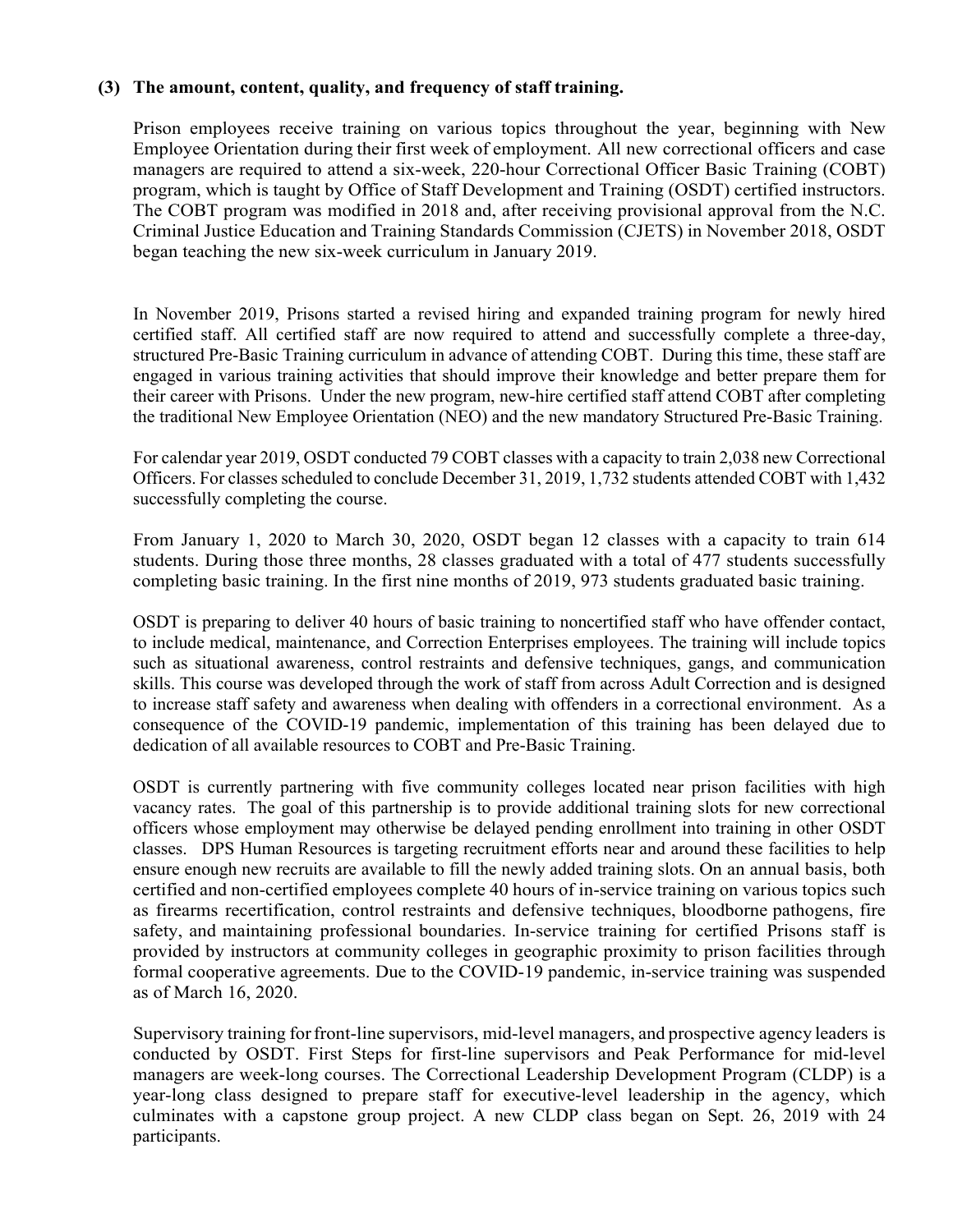### (3) The amount, content, quality, and frequency of staff training.

Prison employees receive training on various topics throughout the year, beginning with New Employee Orientation during their first week of employment. All new correctional officers and case managers are required to attend a six-week, 220-hour Correctional Officer Basic Training (COBT) program, which is taught by Office of Staff Development and Training (OSDT) certified instructors. The COBT program was modified in 2018 and, after receiving provisional approval from the N.C. Criminal Justice Education and Training Standards Commission (CJETS) in November 2018, OSDT began teaching the new six-week curriculum in January 2019.

In November 2019, Prisons started a revised hiring and expanded training program for newly hired certified staff. All certified staff are now required to attend and successfully complete a three-day, structured Pre-Basic Training curriculum in advance of attending COBT. During this time, these staff are engaged in various training activities that should improve their knowledge and better prepare them for their career with Prisons. Under the new program, new-hire certified staff attend COBT after completing the traditional New Employee Orientation (NEO) and the new mandatory Structured Pre-Basic Training.

For calendar year 2019, OSDT conducted 79 COBT classes with a capacity to train 2,038 new Correctional Officers. For classes scheduled to conclude December 31, 2019, 1,732 students attended COBT with 1,432 successfully completing the course.

From January 1, 2020 to March 30, 2020, OSDT began 12 classes with a capacity to train 614 students. During those three months, 28 classes graduated with a total of 477 students successfully completing basic training. In the first nine months of 2019, 973 students graduated basic training.

OSDT is preparing to deliver 40 hours of basic training to noncertified staff who have offender contact, to include medical, maintenance, and Correction Enterprises employees. The training will include topics such as situational awareness, control restraints and defensive techniques, gangs, and communication skills. This course was developed through the work of staff from across Adult Correction and is designed to increase staff safety and awareness when dealing with offenders in a correctional environment. As a consequence of the COVID-19 pandemic, implementation of this training has been delayed due to dedication of all available resources to COBT and Pre-Basic Training.

OSDT is currently partnering with five community colleges located near prison facilities with high vacancy rates. The goal of this partnership is to provide additional training slots for new correctional officers whose employment may otherwise be delayed pending enrollment into training in other OSDT classes. DPS Human Resources is targeting recruitment efforts near and around these facilities to help ensure enough new recruits are available to fill the newly added training slots. On an annual basis, both certified and non-certified employees complete 40 hours of in-service training on various topics such as firearms recertification, control restraints and defensive techniques, bloodborne pathogens, fire safety, and maintaining professional boundaries. In-service training for certified Prisons staff is provided by instructors at community colleges in geographic proximity to prison facilities through formal cooperative agreements. Due to the COVID-19 pandemic, in-service training was suspended as of March 16, 2020.

Supervisory training for front-line supervisors, mid-level managers, and prospective agency leaders is conducted by OSDT. First Steps for first-line supervisors and Peak Performance for mid-level managers are week-long courses. The Correctional Leadership Development Program (CLDP) is a year-long class designed to prepare staff for executive-level leadership in the agency, which culminates with a capstone group project. A new CLDP class began on Sept. 26, 2019 with 24 participants.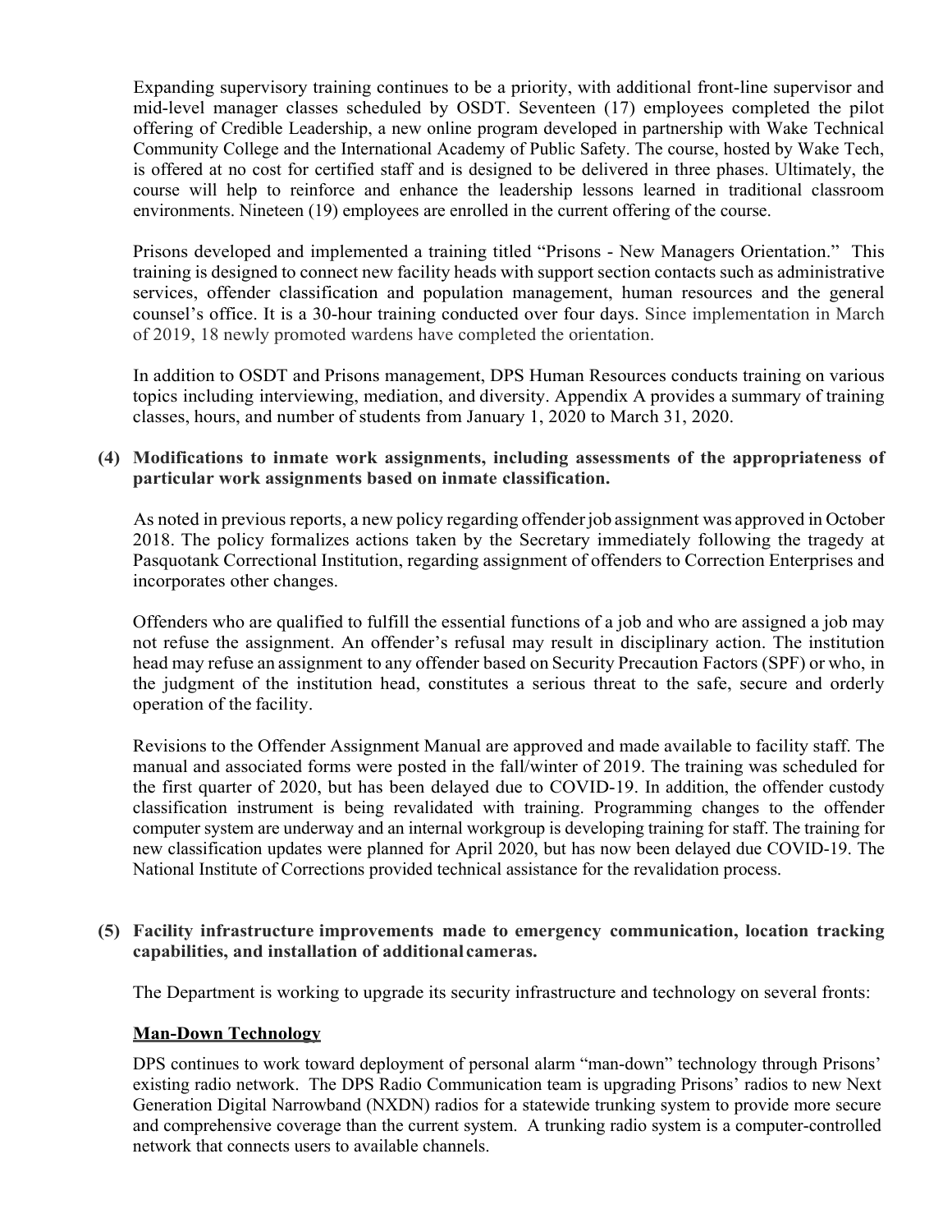Expanding supervisory training continues to be a priority, with additional front-line supervisor and mid-level manager classes scheduled by OSDT. Seventeen (17) employees completed the pilot offering of Credible Leadership, a new online program developed in partnership with Wake Technical Community College and the International Academy of Public Safety. The course, hosted by Wake Tech, is offered at no cost for certified staff and is designed to be delivered in three phases. Ultimately, the course will help to reinforce and enhance the leadership lessons learned in traditional classroom environments. Nineteen (19) employees are enrolled in the current offering of the course.

Prisons developed and implemented a training titled "Prisons - New Managers Orientation." This training is designed to connect new facility heads with support section contacts such as administrative services, offender classification and population management, human resources and the general counsel's office. It is a 30-hour training conducted over four days. Since implementation in March of 2019, 18 newly promoted wardens have completed the orientation.

In addition to OSDT and Prisons management, DPS Human Resources conducts training on various topics including interviewing, mediation, and diversity. Appendix A provides a summary of training classes, hours, and number of students from January 1, 2020 to March 31, 2020.

**(4) Modifications to inmate work assignments, including assessments of the appropriateness of particular work assignments based on inmate classification.**

As noted in previous reports, a new policy regarding offender job assignment was approved in October 2018. The policy formalizes actions taken by the Secretary immediately following the tragedy at Pasquotank Correctional Institution, regarding assignment of offenders to Correction Enterprises and incorporates other changes.

Offenders who are qualified to fulfill the essential functions of a job and who are assigned a job may not refuse the assignment. An offender's refusal may result in disciplinary action. The institution head may refuse an assignment to any offender based on Security Precaution Factors (SPF) or who, in the judgment of the institution head, constitutes a serious threat to the safe, secure and orderly operation of the facility.

Revisions to the Offender Assignment Manual are approved and made available to facility staff. The manual and associated forms were posted in the fall/winter of 2019. The training was scheduled for the first quarter of 2020, but has been delayed due to COVID-19. In addition, the offender custody classification instrument is being revalidated with training. Programming changes to the offender computer system are underway and an internal workgroup is developing training for staff. The training for new classification updates were planned for April 2020, but has now been delayed due COVID-19. The National Institute of Corrections provided technical assistance for the revalidation process.

**(5) Facility infrastructure improvements made to emergency communication, location tracking capabilities, and installation of additional cameras.**

The Department is working to upgrade its security infrastructure and technology on several fronts:

**Man-Down Technology**

DPS continues to work toward deployment of personal alarm "man-down" technology through Prisons' existing radio network. The DPS Radio Communication team is upgrading Prisons' radios to new Next Generation Digital Narrowband (NXDN) radios for a statewide trunking system to provide more secure and comprehensive coverage than the current system. A trunking radio system is a computer-controlled network that connects users to available channels.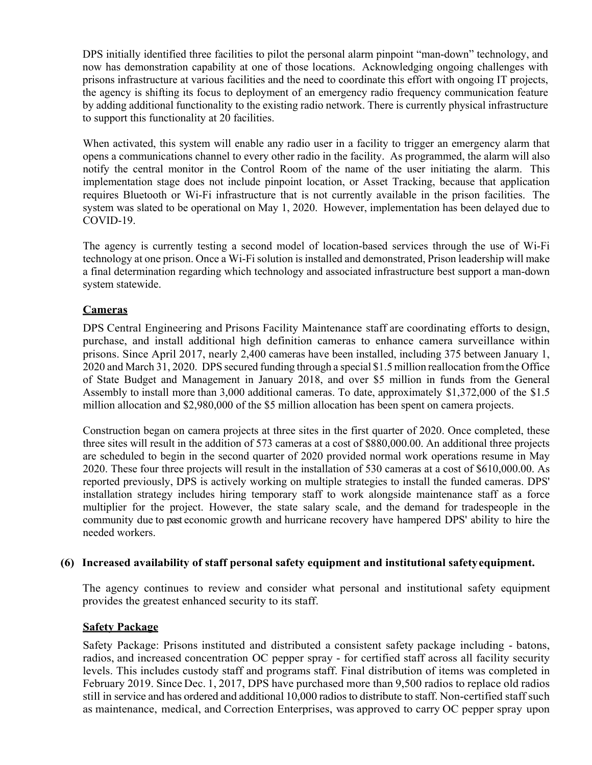DPS initially identified three facilities to pilot the personal alarm pinpoint "man-down" technology, and now has demonstration capability at one of those locations. Acknowledging ongoing challenges with prisons infrastructure at various facilities and the need to coordinate this effort with ongoing IT projects, the agency is shifting its focus to deployment of an emergency radio frequency communication feature by adding additional functionality to the existing radio network. There is currently physical infrastructure to support this functionality at 20 facilities.

When activated, this system will enable any radio user in a facility to trigger an emergency alarm that opens a communications channel to every other radio in the facility. As programmed, the alarm will also notify the central monitor in the Control Room of the name of the user initiating the alarm. This implementation stage does not include pinpoint location, or Asset Tracking, because that application requires Bluetooth or Wi-Fi infrastructure that is not currently available in the prison facilities. The system was slated to be operational on May 1, 2020. However, implementation has been delayed due to COVID-19.

The agency is currently testing a second model of location-based services through the use of Wi-Fi technology at one prison. Once a Wi-Fi solution is installed and demonstrated, Prison leadership will make a final determination regarding which technology and associated infrastructure best support a man-down system statewide.

**Cameras**

DPS Central Engineering and Prisons Facility Maintenance staff are coordinating efforts to design, purchase, and install additional high definition cameras to enhance camera surveillance within prisons. Since April 2017, nearly 2,400 cameras have been installed, including 375 between January 1, 2020 and March 31, 2020. DPS secured funding through a special $1.5 million reallocation from the Office of State Budget and Management in January 2018, and over $5 million in funds from the General Assembly to install more than 3,000 additional cameras. To date, approximately $1,372,000 of the $1.5 million allocation and $2,980,000 of the $5 million allocation has been spent on camera projects.

Construction began on camera projects at three sites in the first quarter of 2020. Once completed, these three sites will result in the addition of 573 cameras at a cost of $880,000.00. An additional three projects are scheduled to begin in the second quarter of 2020 provided normal work operations resume in May 2020. These four three projects will result in the installation of 530 cameras at a cost of $610,000.00. As reported previously, DPS is actively working on multiple strategies to install the funded cameras. DPS' installation strategy includes hiring temporary staff to work alongside maintenance staff as a force multiplier for the project. However, the state salary scale, and the demand for tradespeople in the community due to past economic growth and hurricane recovery have hampered DPS' ability to hire the needed workers.

**(6) Increased availability of staff personal safety equipment and institutional safety equipment.**

The agency continues to review and consider what personal and institutional safety equipment provides the greatest enhanced security to its staff.

**Safety Package**

Safety Package: Prisons instituted and distributed a consistent safety package including - batons, radios, and increased concentration OC pepper spray - for certified staff across all facility security levels. This includes custody staff and programs staff. Final distribution of items was completed in February 2019. Since Dec. 1, 2017, DPS have purchased more than 9,500 radios to replace old radios still in service and has ordered and additional 10,000 radios to distribute to staff. Non-certified staff such as maintenance, medical, and Correction Enterprises, was approved to carry OC pepper spray upon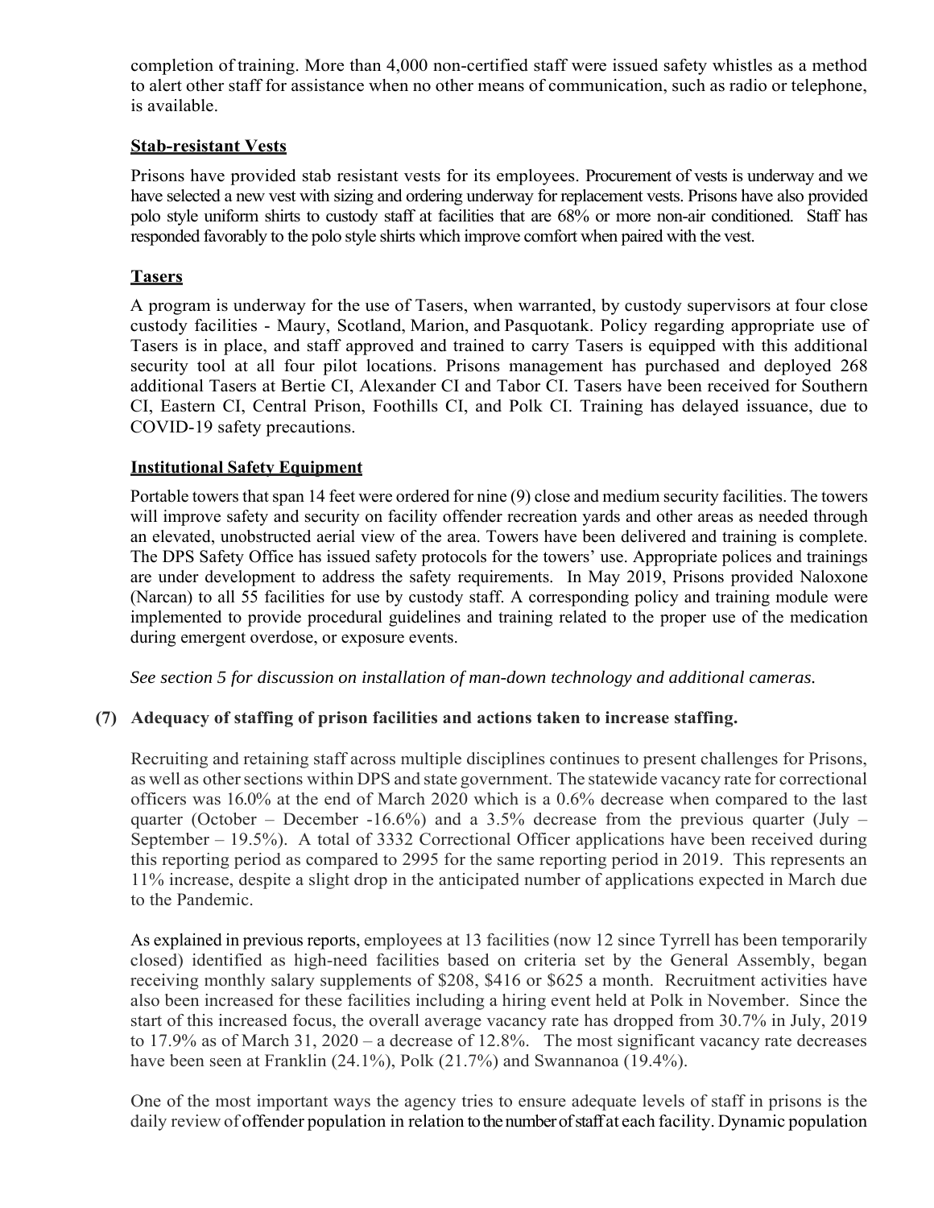completion of training. More than 4,000 non-certified staff were issued safety whistles as a method to alert other staff for assistance when no other means of communication, such as radio or telephone, is available.

**Stab-resistant Vests**

Prisons have provided stab resistant vests for its employees. Procurement of vests is underway and we have selected a new vest with sizing and ordering underway for replacement vests. Prisons have also provided polo style uniform shirts to custody staff at facilities that are 68% or more non-air conditioned. Staff has responded favorably to the polo style shirts which improve comfort when paired with the vest.

**Tasers**

A program is underway for the use of Tasers, when warranted, by custody supervisors at four close custody facilities - Maury, Scotland, Marion, and Pasquotank. Policy regarding appropriate use of Tasers is in place, and staff approved and trained to carry Tasers is equipped with this additional security tool at all four pilot locations. Prisons management has purchased and deployed 268 additional Tasers at Bertie CI, Alexander CI and Tabor CI. Tasers have been received for Southern CI, Eastern CI, Central Prison, Foothills CI, and Polk CI. Training has delayed issuance, due to COVID-19 safety precautions.

**Institutional Safety Equipment**

Portable towers that span 14 feet were ordered for nine (9) close and medium security facilities. The towers will improve safety and security on facility offender recreation yards and other areas as needed through an elevated, unobstructed aerial view of the area. Towers have been delivered and training is complete. The DPS Safety Office has issued safety protocols for the towers' use. Appropriate polices and trainings are under development to address the safety requirements. In May 2019, Prisons provided Naloxone (Narcan) to all 55 facilities for use by custody staff. A corresponding policy and training module were implemented to provide procedural guidelines and training related to the proper use of the medication during emergent overdose, or exposure events.

*See section 5 for discussion on installation of man-down technology and additional cameras.*

**(7) Adequacy of staffing of prison facilities and actions taken to increase staffing.**

Recruiting and retaining staff across multiple disciplines continues to present challenges for Prisons, as well as other sections within DPS and state government. The statewide vacancy rate for correctional officers was 16.0% at the end of March 2020 which is a 0.6% decrease when compared to the last quarter (October – December -16.6%) and a 3.5% decrease from the previous quarter (July – September – 19.5%). A total of 3332 Correctional Officer applications have been received during this reporting period as compared to 2995 for the same reporting period in 2019. This represents an 11% increase, despite a slight drop in the anticipated number of applications expected in March due to the Pandemic.

As explained in previous reports, employees at 13 facilities (now 12 since Tyrrell has been temporarily closed) identified as high-need facilities based on criteria set by the General Assembly, began receiving monthly salary supplements of $208, $416 or $625 a month. Recruitment activities have also been increased for these facilities including a hiring event held at Polk in November. Since the start of this increased focus, the overall average vacancy rate has dropped from 30.7% in July, 2019 to 17.9% as of March 31, 2020 – a decrease of 12.8%. The most significant vacancy rate decreases have been seen at Franklin (24.1%), Polk (21.7%) and Swannanoa (19.4%).

One of the most important ways the agency tries to ensure adequate levels of staff in prisons is the daily review of offender population in relation to the number of staff at each facility. Dynamic population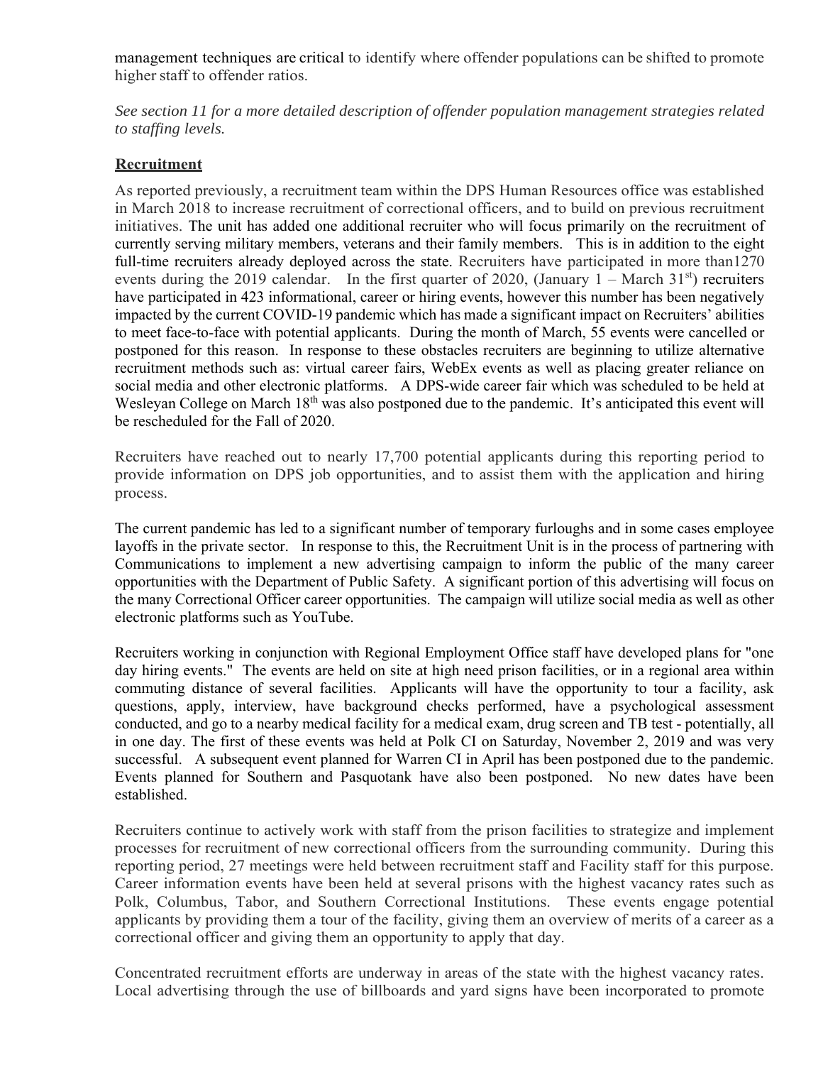management techniques are critical to identify where offender populations can be shifted to promote higher staff to offender ratios.

*See section 11 for a more detailed description of offender population management strategies related to staffing levels.*

## Recruitment

As reported previously, a recruitment team within the DPS Human Resources office was established in March 2018 to increase recruitment of correctional officers, and to build on previous recruitment initiatives. The unit has added one additional recruiter who will focus primarily on the recruitment of currently serving military members, veterans and their family members. This is in addition to the eight full-time recruiters already deployed across the state. Recruiters have participated in more than1270 events during the 2019 calendar. In the first quarter of 2020, (January 1 – March 31st) recruiters have participated in 423 informational, career or hiring events, however this number has been negatively impacted by the current COVID-19 pandemic which has made a significant impact on Recruiters' abilities to meet face-to-face with potential applicants. During the month of March, 55 events were cancelled or postponed for this reason. In response to these obstacles recruiters are beginning to utilize alternative recruitment methods such as: virtual career fairs, WebEx events as well as placing greater reliance on social media and other electronic platforms. A DPS-wide career fair which was scheduled to be held at Wesleyan College on March 18th was also postponed due to the pandemic. It's anticipated this event will be rescheduled for the Fall of 2020.

Recruiters have reached out to nearly 17,700 potential applicants during this reporting period to provide information on DPS job opportunities, and to assist them with the application and hiring process.

The current pandemic has led to a significant number of temporary furloughs and in some cases employee layoffs in the private sector. In response to this, the Recruitment Unit is in the process of partnering with Communications to implement a new advertising campaign to inform the public of the many career opportunities with the Department of Public Safety. A significant portion of this advertising will focus on the many Correctional Officer career opportunities. The campaign will utilize social media as well as other electronic platforms such as YouTube.

Recruiters working in conjunction with Regional Employment Office staff have developed plans for "one day hiring events." The events are held on site at high need prison facilities, or in a regional area within commuting distance of several facilities. Applicants will have the opportunity to tour a facility, ask questions, apply, interview, have background checks performed, have a psychological assessment conducted, and go to a nearby medical facility for a medical exam, drug screen and TB test - potentially, all in one day. The first of these events was held at Polk CI on Saturday, November 2, 2019 and was very successful. A subsequent event planned for Warren CI in April has been postponed due to the pandemic. Events planned for Southern and Pasquotank have also been postponed. No new dates have been established.

Recruiters continue to actively work with staff from the prison facilities to strategize and implement processes for recruitment of new correctional officers from the surrounding community. During this reporting period, 27 meetings were held between recruitment staff and Facility staff for this purpose. Career information events have been held at several prisons with the highest vacancy rates such as Polk, Columbus, Tabor, and Southern Correctional Institutions. These events engage potential applicants by providing them a tour of the facility, giving them an overview of merits of a career as a correctional officer and giving them an opportunity to apply that day.

Concentrated recruitment efforts are underway in areas of the state with the highest vacancy rates. Local advertising through the use of billboards and yard signs have been incorporated to promote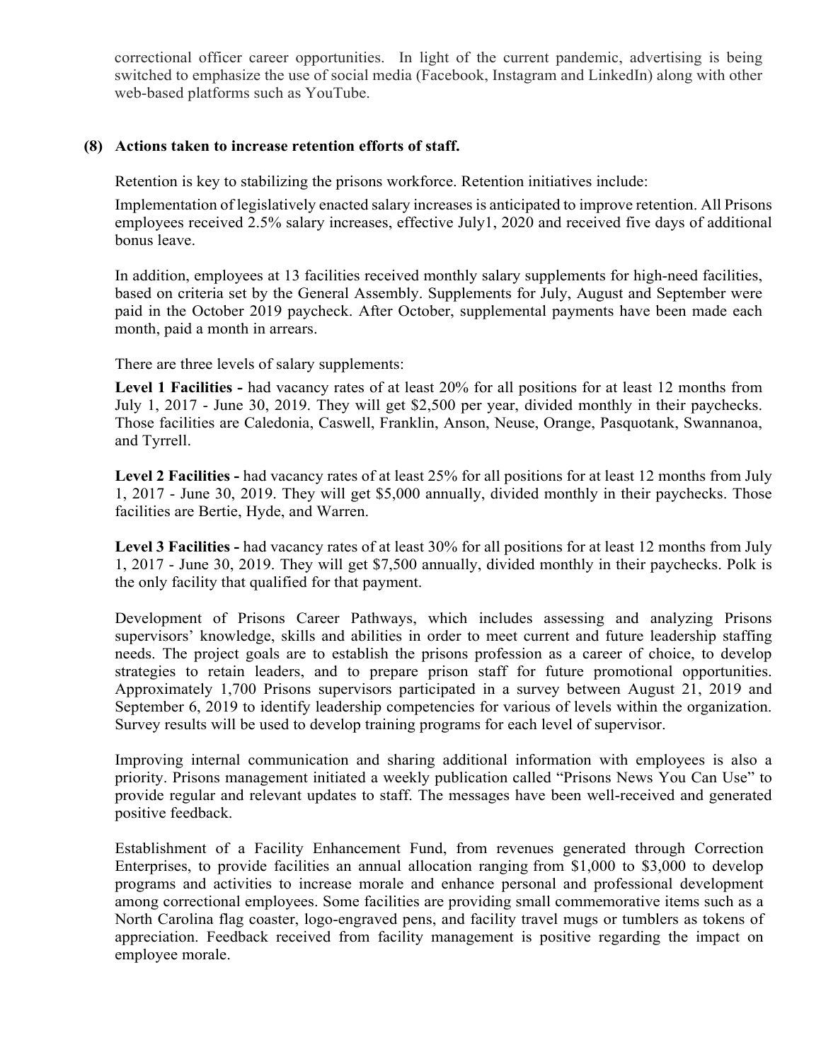correctional officer career opportunities. In light of the current pandemic, advertising is being switched to emphasize the use of social media (Facebook, Instagram and LinkedIn) along with other web-based platforms such as YouTube.

**(8) Actions taken to increase retention efforts of staff.**

Retention is key to stabilizing the prisons workforce. Retention initiatives include:

Implementation of legislatively enacted salary increases is anticipated to improve retention. All Prisons employees received 2.5% salary increases, effective July1, 2020 and received five days of additional bonus leave.

In addition, employees at 13 facilities received monthly salary supplements for high-need facilities, based on criteria set by the General Assembly. Supplements for July, August and September were paid in the October 2019 paycheck. After October, supplemental payments have been made each month, paid a month in arrears.

There are three levels of salary supplements:

**Level 1 Facilities -** had vacancy rates of at least 20% for all positions for at least 12 months from July 1, 2017 - June 30, 2019. They will get $2,500 per year, divided monthly in their paychecks. Those facilities are Caledonia, Caswell, Franklin, Anson, Neuse, Orange, Pasquotank, Swannanoa, and Tyrrell.

**Level 2 Facilities -** had vacancy rates of at least 25% for all positions for at least 12 months from July 1, 2017 - June 30, 2019. They will get $5,000 annually, divided monthly in their paychecks. Those facilities are Bertie, Hyde, and Warren.

**Level 3 Facilities -** had vacancy rates of at least 30% for all positions for at least 12 months from July 1, 2017 - June 30, 2019. They will get $7,500 annually, divided monthly in their paychecks. Polk is the only facility that qualified for that payment.

Development of Prisons Career Pathways, which includes assessing and analyzing Prisons supervisors' knowledge, skills and abilities in order to meet current and future leadership staffing needs. The project goals are to establish the prisons profession as a career of choice, to develop strategies to retain leaders, and to prepare prison staff for future promotional opportunities. Approximately 1,700 Prisons supervisors participated in a survey between August 21, 2019 and September 6, 2019 to identify leadership competencies for various of levels within the organization. Survey results will be used to develop training programs for each level of supervisor.

Improving internal communication and sharing additional information with employees is also a priority. Prisons management initiated a weekly publication called "Prisons News You Can Use" to provide regular and relevant updates to staff. The messages have been well-received and generated positive feedback.

Establishment of a Facility Enhancement Fund, from revenues generated through Correction Enterprises, to provide facilities an annual allocation ranging from $1,000 to $3,000 to develop programs and activities to increase morale and enhance personal and professional development among correctional employees. Some facilities are providing small commemorative items such as a North Carolina flag coaster, logo-engraved pens, and facility travel mugs or tumblers as tokens of appreciation. Feedback received from facility management is positive regarding the impact on employee morale.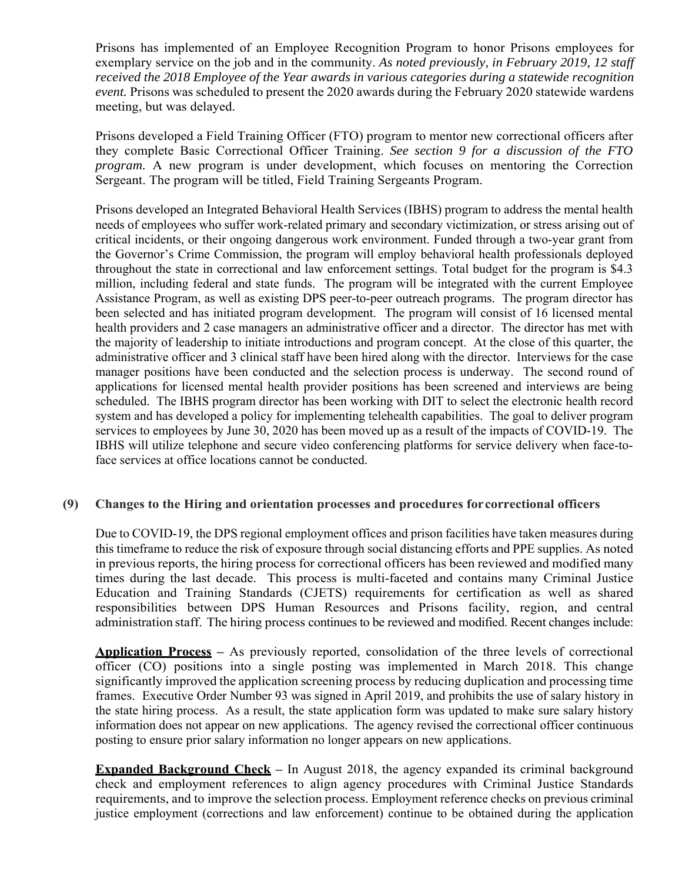Prisons has implemented of an Employee Recognition Program to honor Prisons employees for exemplary service on the job and in the community. *As noted previously, in February 2019, 12 staff received the 2018 Employee of the Year awards in various categories during a statewide recognition event.* Prisons was scheduled to present the 2020 awards during the February 2020 statewide wardens meeting, but was delayed.

Prisons developed a Field Training Officer (FTO) program to mentor new correctional officers after they complete Basic Correctional Officer Training. *See section 9 for a discussion of the FTO program.* A new program is under development, which focuses on mentoring the Correction Sergeant. The program will be titled, Field Training Sergeants Program.

Prisons developed an Integrated Behavioral Health Services (IBHS) program to address the mental health needs of employees who suffer work-related primary and secondary victimization, or stress arising out of critical incidents, or their ongoing dangerous work environment. Funded through a two-year grant from the Governor's Crime Commission, the program will employ behavioral health professionals deployed throughout the state in correctional and law enforcement settings. Total budget for the program is $4.3 million, including federal and state funds. The program will be integrated with the current Employee Assistance Program, as well as existing DPS peer-to-peer outreach programs. The program director has been selected and has initiated program development. The program will consist of 16 licensed mental health providers and 2 case managers an administrative officer and a director. The director has met with the majority of leadership to initiate introductions and program concept. At the close of this quarter, the administrative officer and 3 clinical staff have been hired along with the director. Interviews for the case manager positions have been conducted and the selection process is underway. The second round of applications for licensed mental health provider positions has been screened and interviews are being scheduled. The IBHS program director has been working with DIT to select the electronic health record system and has developed a policy for implementing telehealth capabilities. The goal to deliver program services to employees by June 30, 2020 has been moved up as a result of the impacts of COVID-19. The IBHS will utilize telephone and secure video conferencing platforms for service delivery when face-to-face services at office locations cannot be conducted.

## (9) Changes to the Hiring and orientation processes and procedures for correctional officers

Due to COVID-19, the DPS regional employment offices and prison facilities have taken measures during this timeframe to reduce the risk of exposure through social distancing efforts and PPE supplies. As noted in previous reports, the hiring process for correctional officers has been reviewed and modified many times during the last decade. This process is multi-faceted and contains many Criminal Justice Education and Training Standards (CJETS) requirements for certification as well as shared responsibilities between DPS Human Resources and Prisons facility, region, and central administration staff. The hiring process continues to be reviewed and modified. Recent changes include:

**Application Process** – As previously reported, consolidation of the three levels of correctional officer (CO) positions into a single posting was implemented in March 2018. This change significantly improved the application screening process by reducing duplication and processing time frames. Executive Order Number 93 was signed in April 2019, and prohibits the use of salary history in the state hiring process. As a result, the state application form was updated to make sure salary history information does not appear on new applications. The agency revised the correctional officer continuous posting to ensure prior salary information no longer appears on new applications.

**Expanded Background Check** – In August 2018, the agency expanded its criminal background check and employment references to align agency procedures with Criminal Justice Standards requirements, and to improve the selection process. Employment reference checks on previous criminal justice employment (corrections and law enforcement) continue to be obtained during the application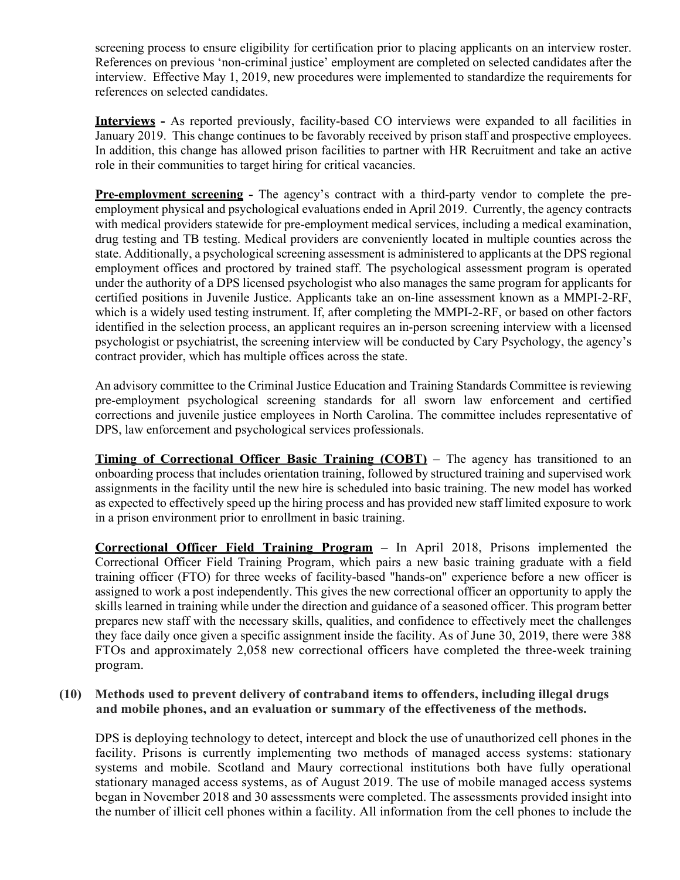screening process to ensure eligibility for certification prior to placing applicants on an interview roster. References on previous 'non-criminal justice' employment are completed on selected candidates after the interview. Effective May 1, 2019, new procedures were implemented to standardize the requirements for references on selected candidates.

**Interviews** - As reported previously, facility-based CO interviews were expanded to all facilities in January 2019. This change continues to be favorably received by prison staff and prospective employees. In addition, this change has allowed prison facilities to partner with HR Recruitment and take an active role in their communities to target hiring for critical vacancies.

**Pre-employment screening** - The agency's contract with a third-party vendor to complete the pre-employment physical and psychological evaluations ended in April 2019. Currently, the agency contracts with medical providers statewide for pre-employment medical services, including a medical examination, drug testing and TB testing. Medical providers are conveniently located in multiple counties across the state. Additionally, a psychological screening assessment is administered to applicants at the DPS regional employment offices and proctored by trained staff. The psychological assessment program is operated under the authority of a DPS licensed psychologist who also manages the same program for applicants for certified positions in Juvenile Justice. Applicants take an on-line assessment known as a MMPI-2-RF, which is a widely used testing instrument. If, after completing the MMPI-2-RF, or based on other factors identified in the selection process, an applicant requires an in-person screening interview with a licensed psychologist or psychiatrist, the screening interview will be conducted by Cary Psychology, the agency's contract provider, which has multiple offices across the state.

An advisory committee to the Criminal Justice Education and Training Standards Committee is reviewing pre-employment psychological screening standards for all sworn law enforcement and certified corrections and juvenile justice employees in North Carolina. The committee includes representative of DPS, law enforcement and psychological services professionals.

**Timing of Correctional Officer Basic Training (COBT)** – The agency has transitioned to an onboarding process that includes orientation training, followed by structured training and supervised work assignments in the facility until the new hire is scheduled into basic training. The new model has worked as expected to effectively speed up the hiring process and has provided new staff limited exposure to work in a prison environment prior to enrollment in basic training.

**Correctional Officer Field Training Program** – In April 2018, Prisons implemented the Correctional Officer Field Training Program, which pairs a new basic training graduate with a field training officer (FTO) for three weeks of facility-based "hands-on" experience before a new officer is assigned to work a post independently. This gives the new correctional officer an opportunity to apply the skills learned in training while under the direction and guidance of a seasoned officer. This program better prepares new staff with the necessary skills, qualities, and confidence to effectively meet the challenges they face daily once given a specific assignment inside the facility. As of June 30, 2019, there were 388 FTOs and approximately 2,058 new correctional officers have completed the three-week training program.

**(10) Methods used to prevent delivery of contraband items to offenders, including illegal drugs and mobile phones, and an evaluation or summary of the effectiveness of the methods.**

DPS is deploying technology to detect, intercept and block the use of unauthorized cell phones in the facility. Prisons is currently implementing two methods of managed access systems: stationary systems and mobile. Scotland and Maury correctional institutions both have fully operational stationary managed access systems, as of August 2019. The use of mobile managed access systems began in November 2018 and 30 assessments were completed. The assessments provided insight into the number of illicit cell phones within a facility. All information from the cell phones to include the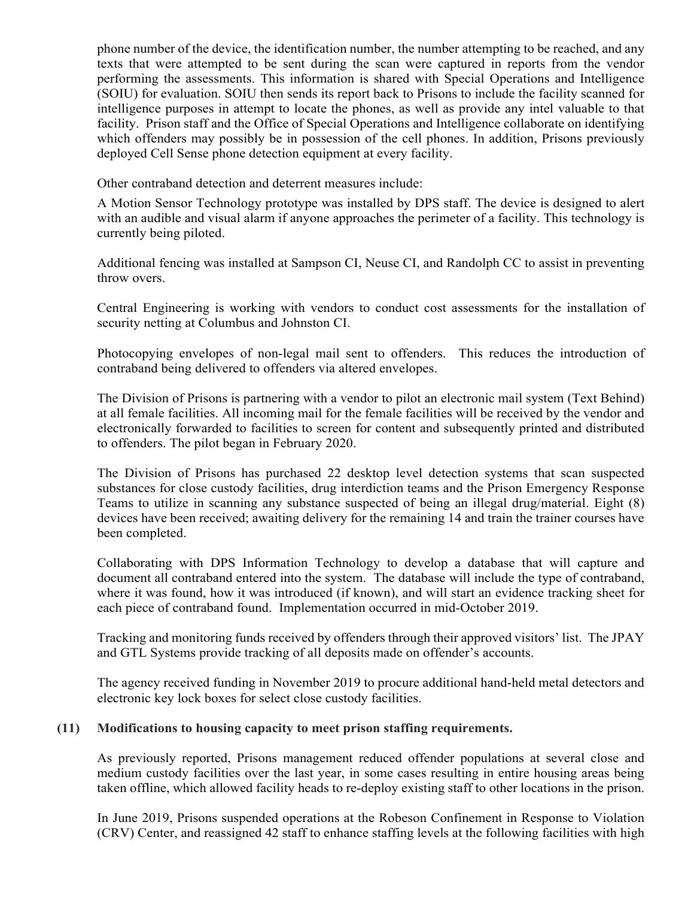phone number of the device, the identification number, the number attempting to be reached, and any texts that were attempted to be sent during the scan were captured in reports from the vendor performing the assessments. This information is shared with Special Operations and Intelligence (SOIU) for evaluation. SOIU then sends its report back to Prisons to include the facility scanned for intelligence purposes in attempt to locate the phones, as well as provide any intel valuable to that facility. Prison staff and the Office of Special Operations and Intelligence collaborate on identifying which offenders may possibly be in possession of the cell phones. In addition, Prisons previously deployed Cell Sense phone detection equipment at every facility.

Other contraband detection and deterrent measures include:

A Motion Sensor Technology prototype was installed by DPS staff. The device is designed to alert with an audible and visual alarm if anyone approaches the perimeter of a facility. This technology is currently being piloted.

Additional fencing was installed at Sampson CI, Neuse CI, and Randolph CC to assist in preventing throw overs.

Central Engineering is working with vendors to conduct cost assessments for the installation of security netting at Columbus and Johnston CI.

Photocopying envelopes of non-legal mail sent to offenders. This reduces the introduction of contraband being delivered to offenders via altered envelopes.

The Division of Prisons is partnering with a vendor to pilot an electronic mail system (Text Behind) at all female facilities. All incoming mail for the female facilities will be received by the vendor and electronically forwarded to facilities to screen for content and subsequently printed and distributed to offenders. The pilot began in February 2020.

The Division of Prisons has purchased 22 desktop level detection systems that scan suspected substances for close custody facilities, drug interdiction teams and the Prison Emergency Response Teams to utilize in scanning any substance suspected of being an illegal drug/material. Eight (8) devices have been received; awaiting delivery for the remaining 14 and train the trainer courses have been completed.

Collaborating with DPS Information Technology to develop a database that will capture and document all contraband entered into the system. The database will include the type of contraband, where it was found, how it was introduced (if known), and will start an evidence tracking sheet for each piece of contraband found. Implementation occurred in mid-October 2019.

Tracking and monitoring funds received by offenders through their approved visitors' list. The JPAY and GTL Systems provide tracking of all deposits made on offender's accounts.

The agency received funding in November 2019 to procure additional hand-held metal detectors and electronic key lock boxes for select close custody facilities.

**(11) Modifications to housing capacity to meet prison staffing requirements.**

As previously reported, Prisons management reduced offender populations at several close and medium custody facilities over the last year, in some cases resulting in entire housing areas being taken offline, which allowed facility heads to re-deploy existing staff to other locations in the prison.

In June 2019, Prisons suspended operations at the Robeson Confinement in Response to Violation (CRV) Center, and reassigned 42 staff to enhance staffing levels at the following facilities with high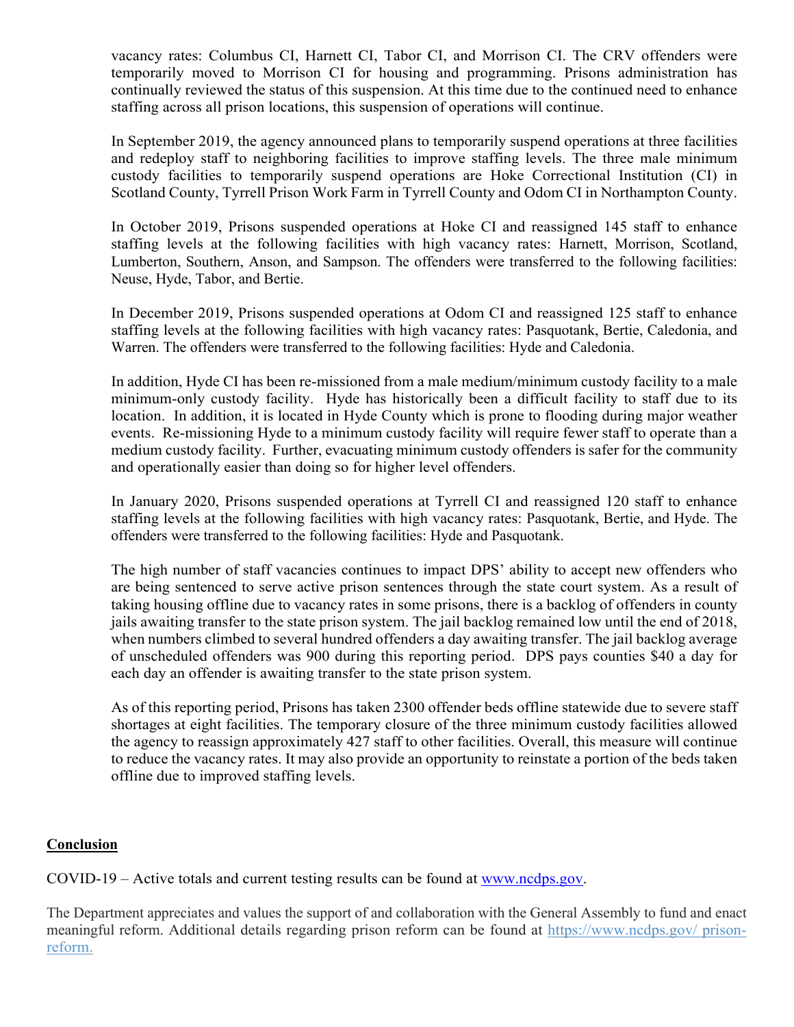vacancy rates: Columbus CI, Harnett CI, Tabor CI, and Morrison CI. The CRV offenders were temporarily moved to Morrison CI for housing and programming. Prisons administration has continually reviewed the status of this suspension. At this time due to the continued need to enhance staffing across all prison locations, this suspension of operations will continue.

In September 2019, the agency announced plans to temporarily suspend operations at three facilities and redeploy staff to neighboring facilities to improve staffing levels. The three male minimum custody facilities to temporarily suspend operations are Hoke Correctional Institution (CI) in Scotland County, Tyrrell Prison Work Farm in Tyrrell County and Odom CI in Northampton County.

In October 2019, Prisons suspended operations at Hoke CI and reassigned 145 staff to enhance staffing levels at the following facilities with high vacancy rates: Harnett, Morrison, Scotland, Lumberton, Southern, Anson, and Sampson. The offenders were transferred to the following facilities: Neuse, Hyde, Tabor, and Bertie.

In December 2019, Prisons suspended operations at Odom CI and reassigned 125 staff to enhance staffing levels at the following facilities with high vacancy rates: Pasquotank, Bertie, Caledonia, and Warren. The offenders were transferred to the following facilities: Hyde and Caledonia.

In addition, Hyde CI has been re-missioned from a male medium/minimum custody facility to a male minimum-only custody facility. Hyde has historically been a difficult facility to staff due to its location. In addition, it is located in Hyde County which is prone to flooding during major weather events. Re-missioning Hyde to a minimum custody facility will require fewer staff to operate than a medium custody facility. Further, evacuating minimum custody offenders is safer for the community and operationally easier than doing so for higher level offenders.

In January 2020, Prisons suspended operations at Tyrrell CI and reassigned 120 staff to enhance staffing levels at the following facilities with high vacancy rates: Pasquotank, Bertie, and Hyde. The offenders were transferred to the following facilities: Hyde and Pasquotank.

The high number of staff vacancies continues to impact DPS' ability to accept new offenders who are being sentenced to serve active prison sentences through the state court system. As a result of taking housing offline due to vacancy rates in some prisons, there is a backlog of offenders in county jails awaiting transfer to the state prison system. The jail backlog remained low until the end of 2018, when numbers climbed to several hundred offenders a day awaiting transfer. The jail backlog average of unscheduled offenders was 900 during this reporting period. DPS pays counties $40 a day for each day an offender is awaiting transfer to the state prison system.

As of this reporting period, Prisons has taken 2300 offender beds offline statewide due to severe staff shortages at eight facilities. The temporary closure of the three minimum custody facilities allowed the agency to reassign approximately 427 staff to other facilities. Overall, this measure will continue to reduce the vacancy rates. It may also provide an opportunity to reinstate a portion of the beds taken offline due to improved staffing levels.

## Conclusion

COVID-19 – Active totals and current testing results can be found at [www.ncdps.gov](http://www.ncdps.gov).

The Department appreciates and values the support of and collaboration with the General Assembly to fund and enact meaningful reform. Additional details regarding prison reform can be found at [https://www.ncdps.gov/ prison-reform.](https://www.ncdps.gov/prison-reform)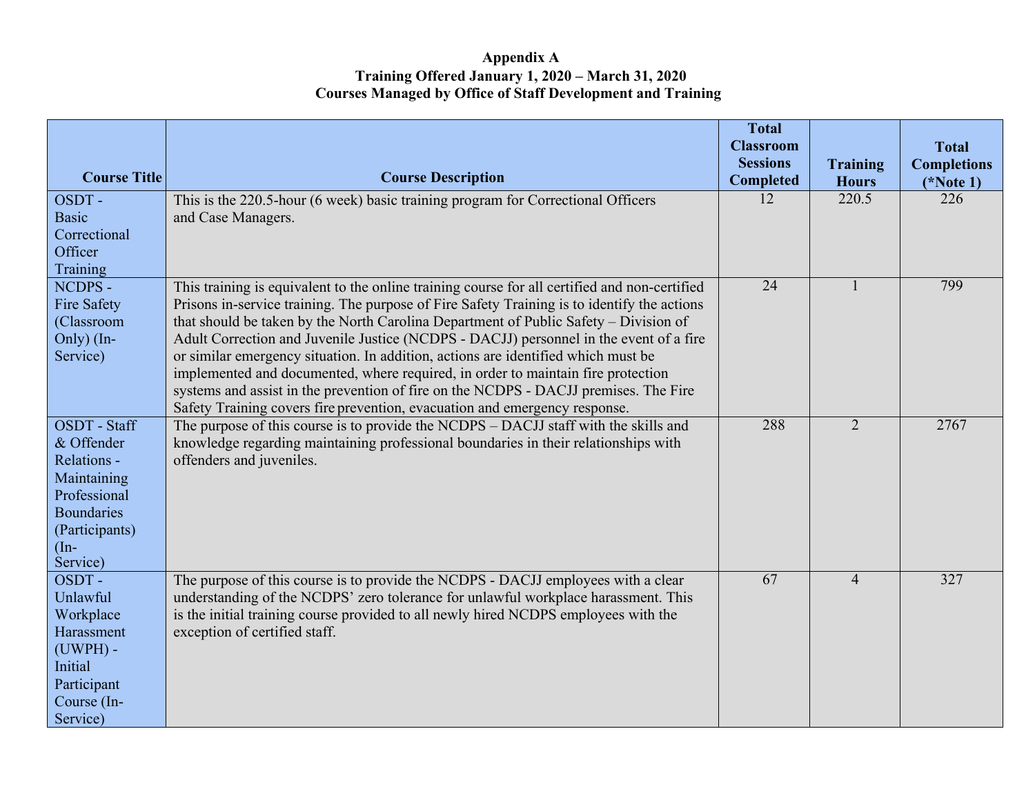**Appendix A**
**Training Offered January 1, 2020 – March 31, 2020**
**Courses Managed by Office of Staff Development and Training**

| Course Title | Course Description | Total Classroom Sessions Completed | Training Hours | Total Completions (*Note 1) |
|---|---|---|---|---|
| OSDT - Basic Correctional Officer Training | This is the 220.5-hour (6 week) basic training program for Correctional Officers and Case Managers. | 12 | 220.5 | 226 |
| NCDPS - Fire Safety (Classroom Only) (In-Service) | This training is equivalent to the online training course for all certified and non-certified Prisons in-service training. The purpose of Fire Safety Training is to identify the actions that should be taken by the North Carolina Department of Public Safety – Division of Adult Correction and Juvenile Justice (NCDPS - DACJJ) personnel in the event of a fire or similar emergency situation. In addition, actions are identified which must be implemented and documented, where required, in order to maintain fire protection systems and assist in the prevention of fire on the NCDPS - DACJJ premises. The Fire Safety Training covers fire prevention, evacuation and emergency response. | 24 | 1 | 799 |
| OSDT - Staff & Offender Relations - Maintaining Professional Boundaries (Participants) (In-Service) | The purpose of this course is to provide the NCDPS – DACJJ staff with the skills and knowledge regarding maintaining professional boundaries in their relationships with offenders and juveniles. | 288 | 2 | 2767 |
| OSDT - Unlawful Workplace Harassment (UWPH) - Initial Participant Course (In-Service) | The purpose of this course is to provide the NCDPS - DACJJ employees with a clear understanding of the NCDPS' zero tolerance for unlawful workplace harassment. This is the initial training course provided to all newly hired NCDPS employees with the exception of certified staff. | 67 | 4 | 327 |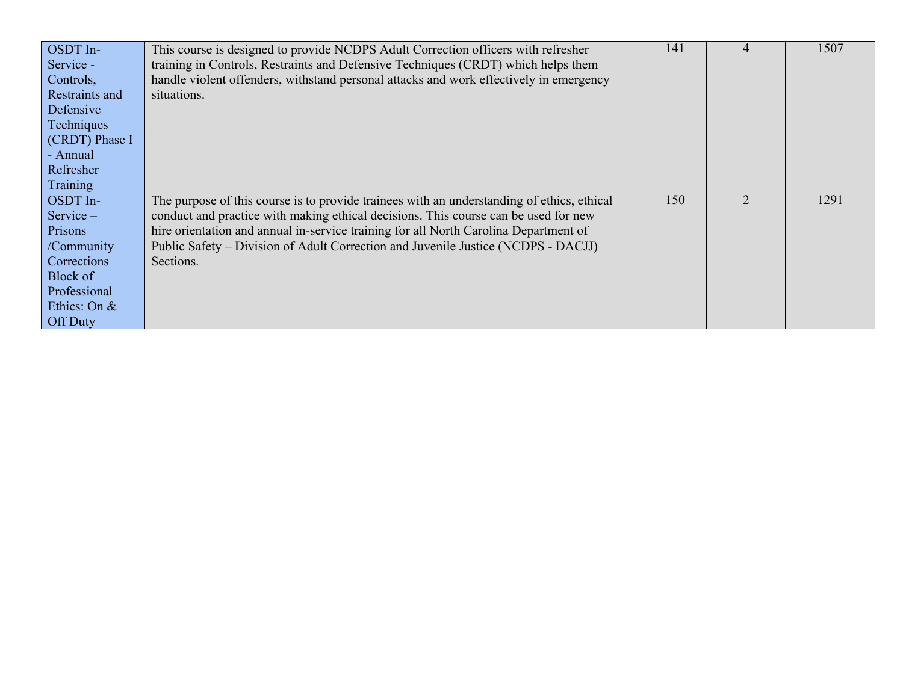| | | | | |
|---|---|---|---|---|
| OSDT In-Service - Controls, Restraints and Defensive Techniques (CRDT) Phase I - Annual Refresher Training | This course is designed to provide NCDPS Adult Correction officers with refresher training in Controls, Restraints and Defensive Techniques (CRDT) which helps them handle violent offenders, withstand personal attacks and work effectively in emergency situations. | 141 | 4 | 1507 |
| OSDT In-Service – Prisons /Community Corrections Block of Professional Ethics: On & Off Duty | The purpose of this course is to provide trainees with an understanding of ethics, ethical conduct and practice with making ethical decisions. This course can be used for new hire orientation and annual in-service training for all North Carolina Department of Public Safety – Division of Adult Correction and Juvenile Justice (NCDPS - DACJJ) Sections. | 150 | 2 | 1291 |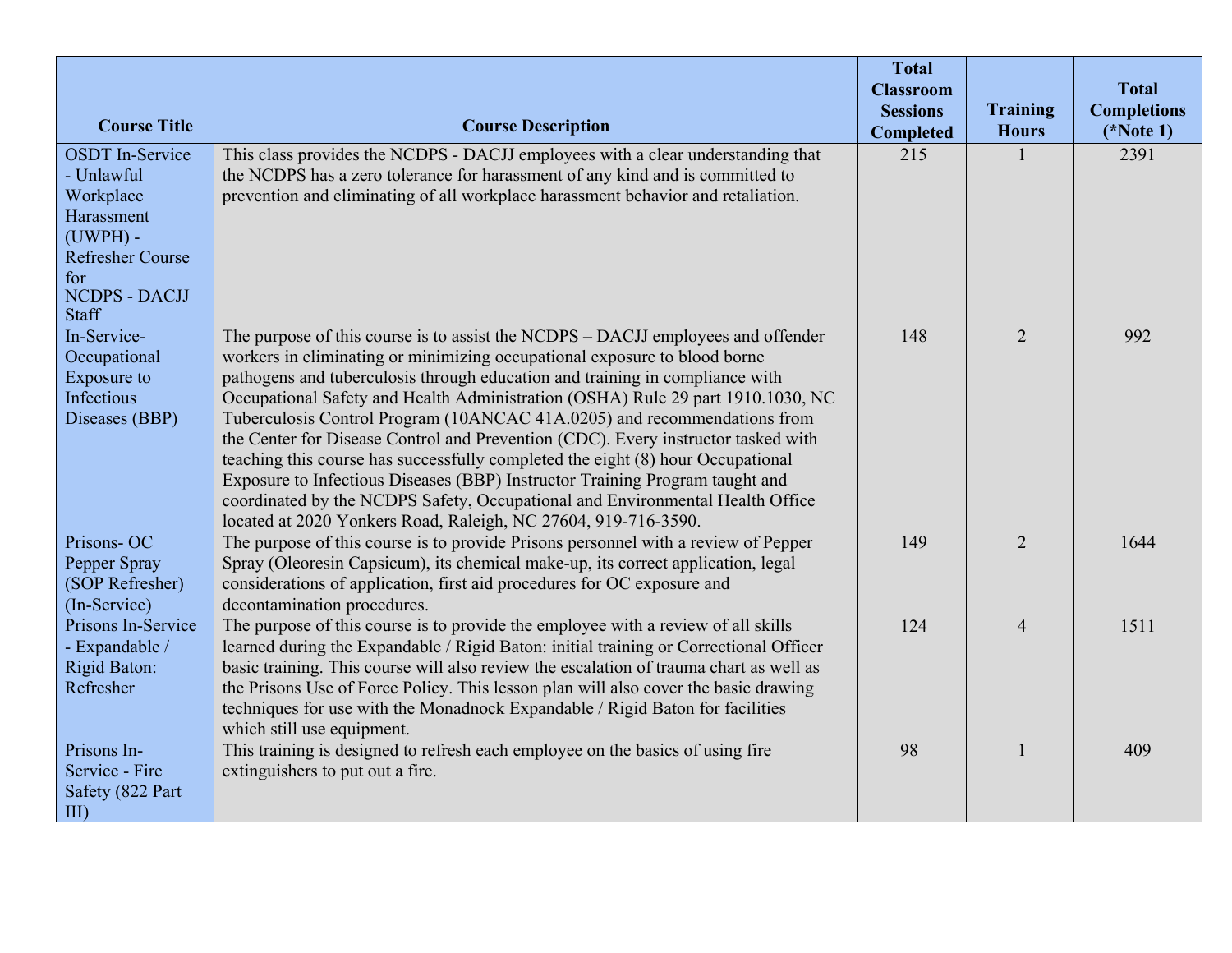| Course Title | Course Description | Total Classroom Sessions Completed | Training Hours | Total Completions (*Note 1) |
|---|---|---|---|---|
| OSDT In-Service - Unlawful Workplace Harassment (UWPH) - Refresher Course for NCDPS - DACJJ Staff | This class provides the NCDPS - DACJJ employees with a clear understanding that the NCDPS has a zero tolerance for harassment of any kind and is committed to prevention and eliminating of all workplace harassment behavior and retaliation. | 215 | 1 | 2391 |
| In-Service-Occupational Exposure to Infectious Diseases (BBP) | The purpose of this course is to assist the NCDPS – DACJJ employees and offender workers in eliminating or minimizing occupational exposure to blood borne pathogens and tuberculosis through education and training in compliance with Occupational Safety and Health Administration (OSHA) Rule 29 part 1910.1030, NC Tuberculosis Control Program (10ANCAC 41A.0205) and recommendations from the Center for Disease Control and Prevention (CDC). Every instructor tasked with teaching this course has successfully completed the eight (8) hour Occupational Exposure to Infectious Diseases (BBP) Instructor Training Program taught and coordinated by the NCDPS Safety, Occupational and Environmental Health Office located at 2020 Yonkers Road, Raleigh, NC 27604, 919-716-3590. | 148 | 2 | 992 |
| Prisons- OC Pepper Spray (SOP Refresher) (In-Service) | The purpose of this course is to provide Prisons personnel with a review of Pepper Spray (Oleoresin Capsicum), its chemical make-up, its correct application, legal considerations of application, first aid procedures for OC exposure and decontamination procedures. | 149 | 2 | 1644 |
| Prisons In-Service - Expandable / Rigid Baton: Refresher | The purpose of this course is to provide the employee with a review of all skills learned during the Expandable / Rigid Baton: initial training or Correctional Officer basic training. This course will also review the escalation of trauma chart as well as the Prisons Use of Force Policy. This lesson plan will also cover the basic drawing techniques for use with the Monadnock Expandable / Rigid Baton for facilities which still use equipment. | 124 | 4 | 1511 |
| Prisons In-Service - Fire Safety (822 Part III) | This training is designed to refresh each employee on the basics of using fire extinguishers to put out a fire. | 98 | 1 | 409 |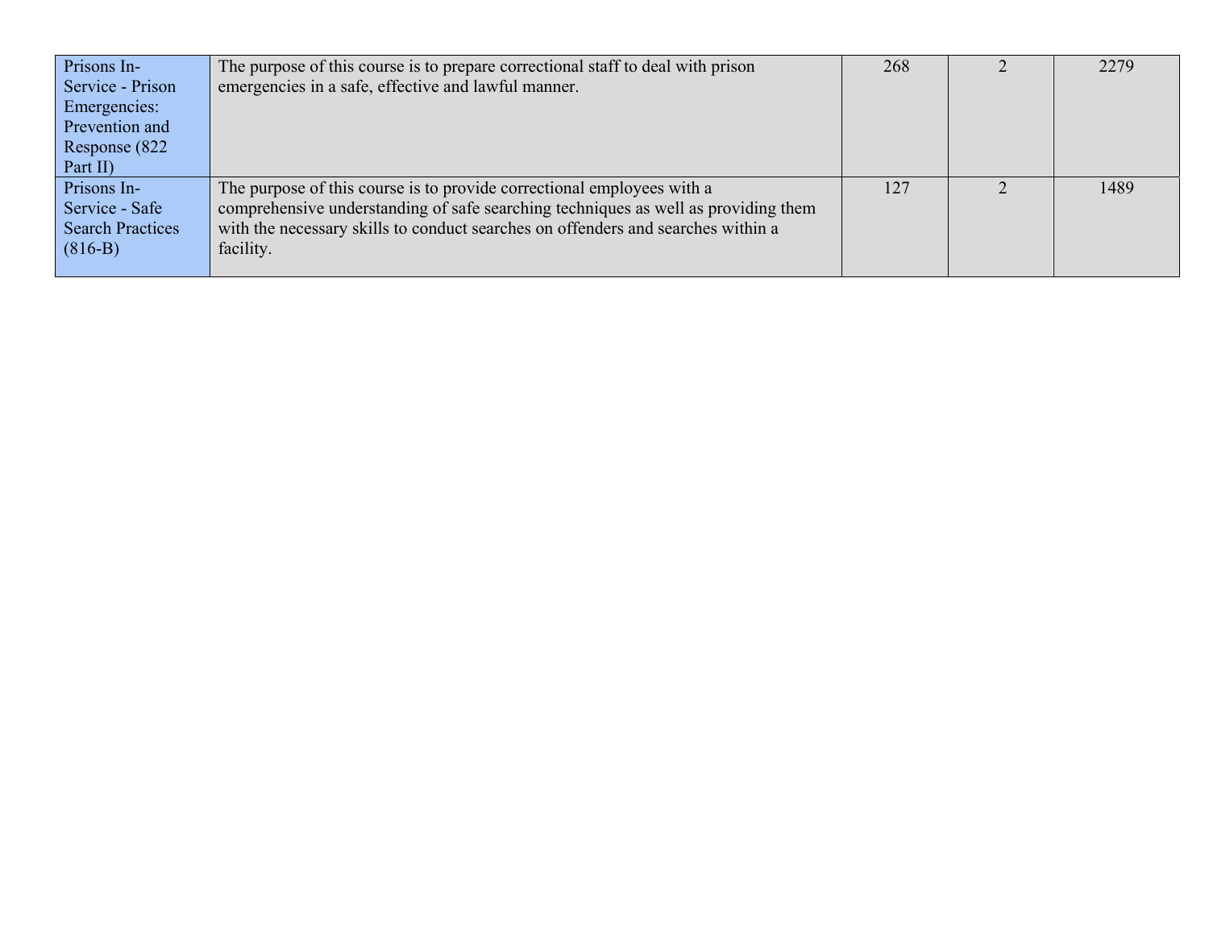| | | | | |
|---|---|---|---|---|
| Prisons In-Service - Prison Emergencies: Prevention and Response (822 Part II) | The purpose of this course is to prepare correctional staff to deal with prison emergencies in a safe, effective and lawful manner. | 268 | 2 | 2279 |
| Prisons In-Service - Safe Search Practices (816-B) | The purpose of this course is to provide correctional employees with a comprehensive understanding of safe searching techniques as well as providing them with the necessary skills to conduct searches on offenders and searches within a facility. | 127 | 2 | 1489 |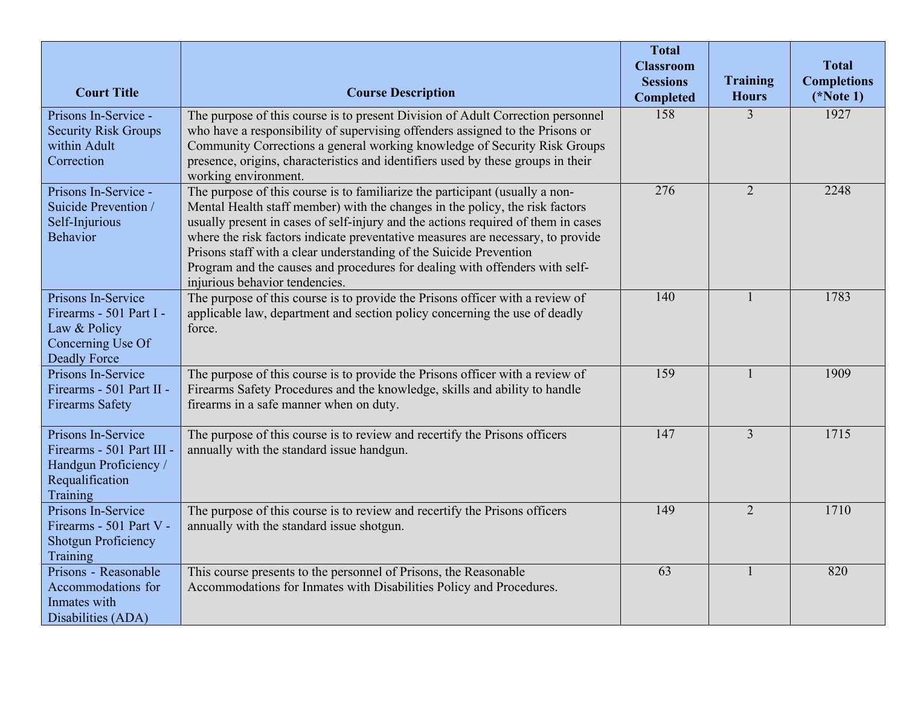| Court Title | Course Description | Total Classroom Sessions Completed | Training Hours | Total Completions (*Note 1) |
|---|---|---|---|---|
| Prisons In-Service - Security Risk Groups within Adult Correction | The purpose of this course is to present Division of Adult Correction personnel who have a responsibility of supervising offenders assigned to the Prisons or Community Corrections a general working knowledge of Security Risk Groups presence, origins, characteristics and identifiers used by these groups in their working environment. | 158 | 3 | 1927 |
| Prisons In-Service - Suicide Prevention / Self-Injurious Behavior | The purpose of this course is to familiarize the participant (usually a non-Mental Health staff member) with the changes in the policy, the risk factors usually present in cases of self-injury and the actions required of them in cases where the risk factors indicate preventative measures are necessary, to provide Prisons staff with a clear understanding of the Suicide Prevention Program and the causes and procedures for dealing with offenders with self-injurious behavior tendencies. | 276 | 2 | 2248 |
| Prisons In-Service Firearms - 501 Part I - Law & Policy Concerning Use Of Deadly Force | The purpose of this course is to provide the Prisons officer with a review of applicable law, department and section policy concerning the use of deadly force. | 140 | 1 | 1783 |
| Prisons In-Service Firearms - 501 Part II - Firearms Safety | The purpose of this course is to provide the Prisons officer with a review of Firearms Safety Procedures and the knowledge, skills and ability to handle firearms in a safe manner when on duty. | 159 | 1 | 1909 |
| Prisons In-Service Firearms - 501 Part III - Handgun Proficiency / Requalification Training | The purpose of this course is to review and recertify the Prisons officers annually with the standard issue handgun. | 147 | 3 | 1715 |
| Prisons In-Service Firearms - 501 Part V - Shotgun Proficiency Training | The purpose of this course is to review and recertify the Prisons officers annually with the standard issue shotgun. | 149 | 2 | 1710 |
| Prisons - Reasonable Accommodations for Inmates with Disabilities (ADA) | This course presents to the personnel of Prisons, the Reasonable Accommodations for Inmates with Disabilities Policy and Procedures. | 63 | 1 | 820 |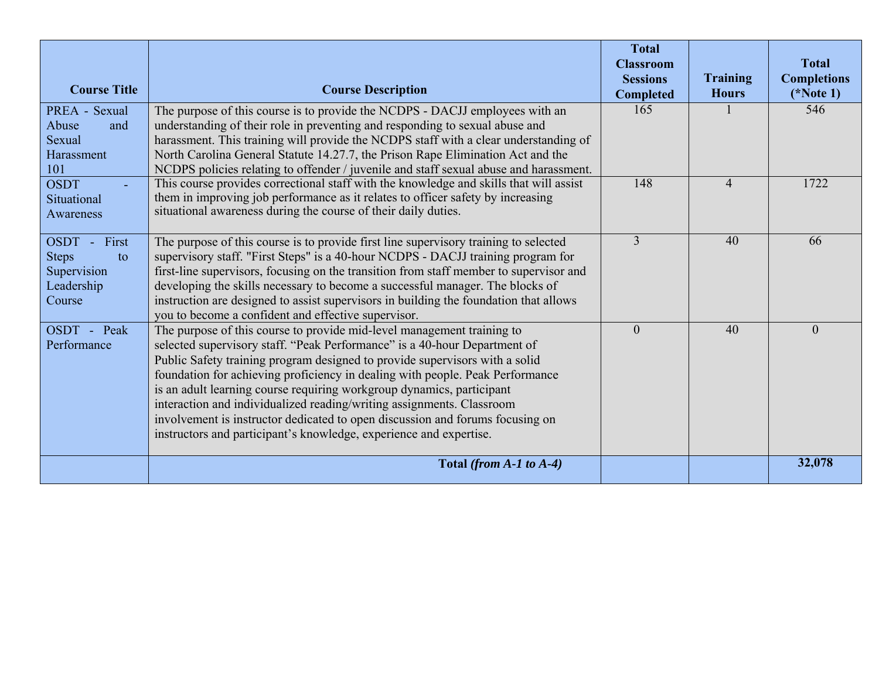| Course Title | Course Description | Total Classroom Sessions Completed | Training Hours | Total Completions (*Note 1) |
|---|---|---|---|---|
| PREA - Sexual Abuse and Sexual Harassment 101 | The purpose of this course is to provide the NCDPS - DACJJ employees with an understanding of their role in preventing and responding to sexual abuse and harassment. This training will provide the NCDPS staff with a clear understanding of North Carolina General Statute 14.27.7, the Prison Rape Elimination Act and the NCDPS policies relating to offender / juvenile and staff sexual abuse and harassment. | 165 | 1 | 546 |
| OSDT - Situational Awareness | This course provides correctional staff with the knowledge and skills that will assist them in improving job performance as it relates to officer safety by increasing situational awareness during the course of their daily duties. | 148 | 4 | 1722 |
| OSDT - First Steps to Supervision Leadership Course | The purpose of this course is to provide first line supervisory training to selected supervisory staff. "First Steps" is a 40-hour NCDPS - DACJJ training program for first-line supervisors, focusing on the transition from staff member to supervisor and developing the skills necessary to become a successful manager. The blocks of instruction are designed to assist supervisors in building the foundation that allows you to become a confident and effective supervisor. | 3 | 40 | 66 |
| OSDT - Peak Performance | The purpose of this course to provide mid-level management training to selected supervisory staff. "Peak Performance" is a 40-hour Department of Public Safety training program designed to provide supervisors with a solid foundation for achieving proficiency in dealing with people. Peak Performance is an adult learning course requiring workgroup dynamics, participant interaction and individualized reading/writing assignments. Classroom involvement is instructor dedicated to open discussion and forums focusing on instructors and participant's knowledge, experience and expertise. | 0 | 40 | 0 |
| | **Total *(from A-1 to A-4)*** | | | **32,078** |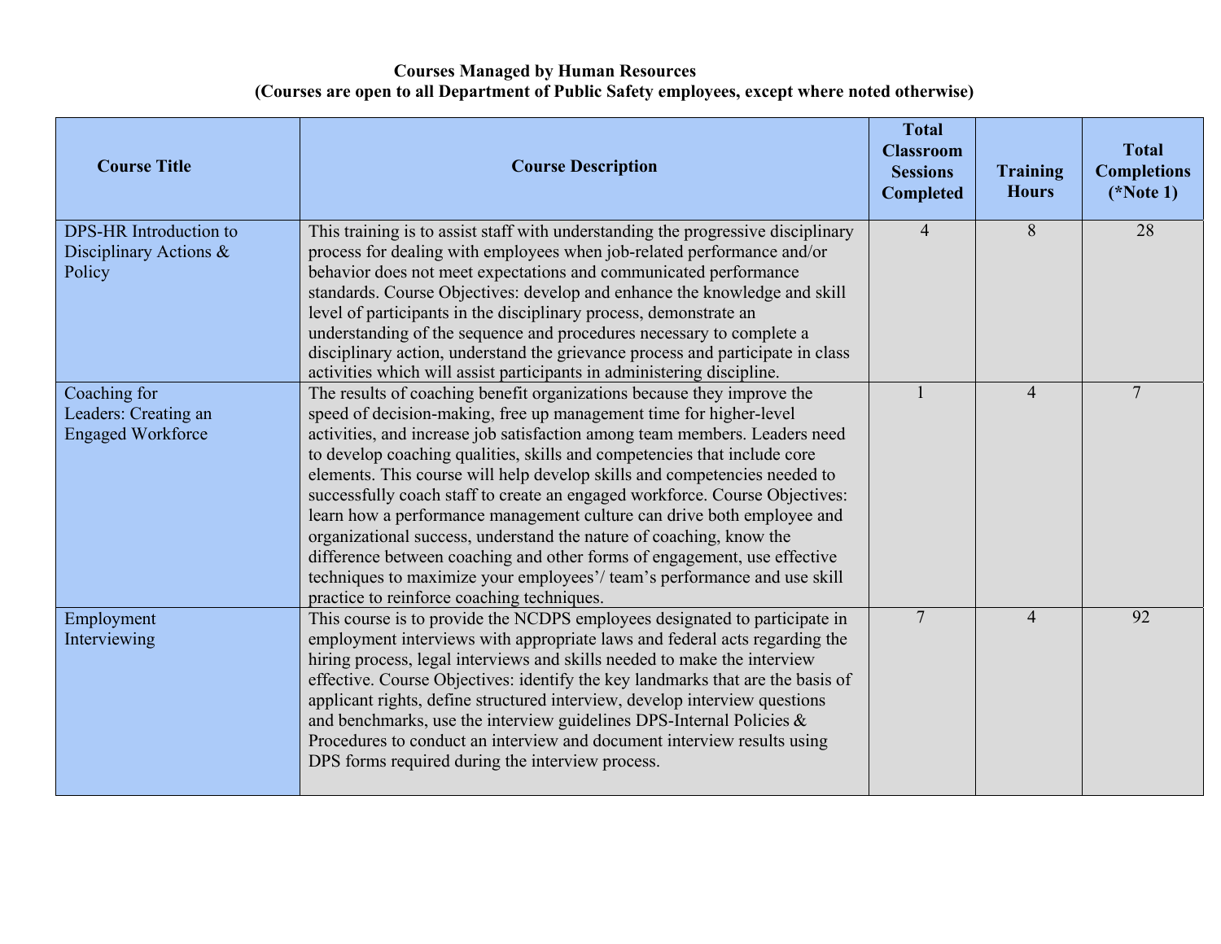**Courses Managed by Human Resources**
**(Courses are open to all Department of Public Safety employees, except where noted otherwise)**

| Course Title | Course Description | Total Classroom Sessions Completed | Training Hours | Total Completions (*Note 1) |
|---|---|---|---|---|
| DPS-HR Introduction to Disciplinary Actions & Policy | This training is to assist staff with understanding the progressive disciplinary process for dealing with employees when job-related performance and/or behavior does not meet expectations and communicated performance standards. Course Objectives: develop and enhance the knowledge and skill level of participants in the disciplinary process, demonstrate an understanding of the sequence and procedures necessary to complete a disciplinary action, understand the grievance process and participate in class activities which will assist participants in administering discipline. | 4 | 8 | 28 |
| Coaching for Leaders: Creating an Engaged Workforce | The results of coaching benefit organizations because they improve the speed of decision-making, free up management time for higher-level activities, and increase job satisfaction among team members. Leaders need to develop coaching qualities, skills and competencies that include core elements. This course will help develop skills and competencies needed to successfully coach staff to create an engaged workforce. Course Objectives: learn how a performance management culture can drive both employee and organizational success, understand the nature of coaching, know the difference between coaching and other forms of engagement, use effective techniques to maximize your employees'/ team's performance and use skill practice to reinforce coaching techniques. | 1 | 4 | 7 |
| Employment Interviewing | This course is to provide the NCDPS employees designated to participate in employment interviews with appropriate laws and federal acts regarding the hiring process, legal interviews and skills needed to make the interview effective. Course Objectives: identify the key landmarks that are the basis of applicant rights, define structured interview, develop interview questions and benchmarks, use the interview guidelines DPS-Internal Policies & Procedures to conduct an interview and document interview results using DPS forms required during the interview process. | 7 | 4 | 92 |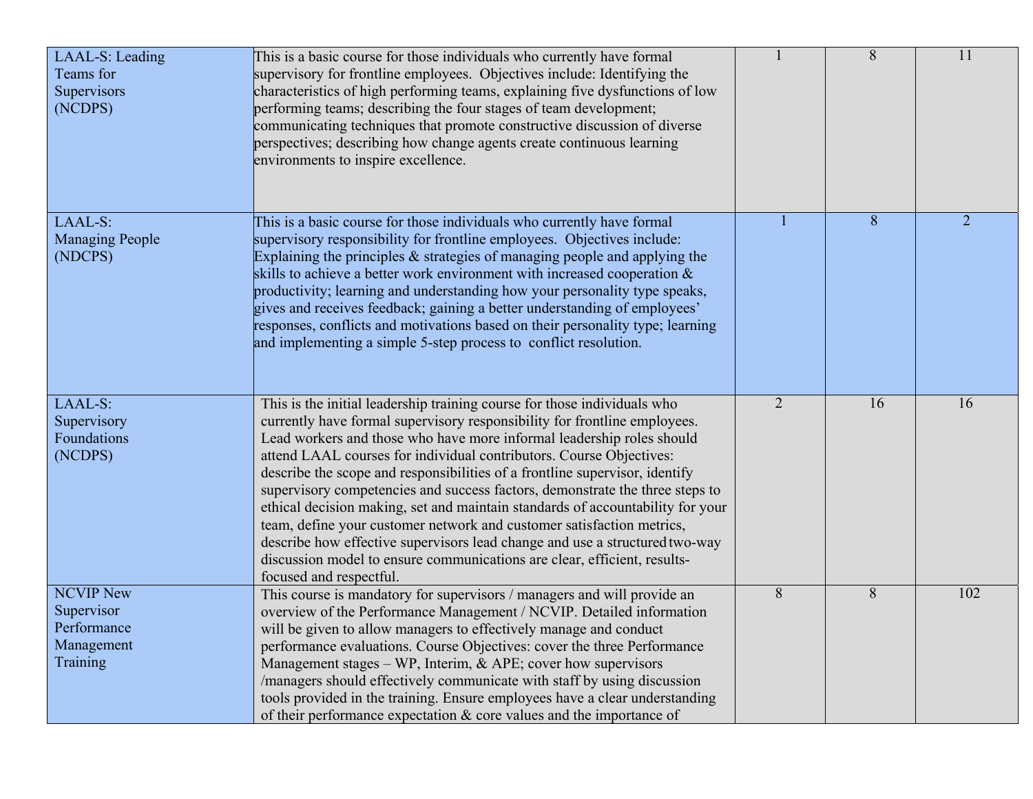| | | | | |
|---|---|---|---|---|
| LAAL-S: Leading Teams for Supervisors (NCDPS) | This is a basic course for those individuals who currently have formal supervisory for frontline employees. Objectives include: Identifying the characteristics of high performing teams, explaining five dysfunctions of low performing teams; describing the four stages of team development; communicating techniques that promote constructive discussion of diverse perspectives; describing how change agents create continuous learning environments to inspire excellence. | 1 | 8 | 11 |
| LAAL-S: Managing People (NDCPS) | This is a basic course for those individuals who currently have formal supervisory responsibility for frontline employees. Objectives include: Explaining the principles & strategies of managing people and applying the skills to achieve a better work environment with increased cooperation & productivity; learning and understanding how your personality type speaks, gives and receives feedback; gaining a better understanding of employees' responses, conflicts and motivations based on their personality type; learning and implementing a simple 5-step process to conflict resolution. | 1 | 8 | 2 |
| LAAL-S: Supervisory Foundations (NCDPS) | This is the initial leadership training course for those individuals who currently have formal supervisory responsibility for frontline employees. Lead workers and those who have more informal leadership roles should attend LAAL courses for individual contributors. Course Objectives: describe the scope and responsibilities of a frontline supervisor, identify supervisory competencies and success factors, demonstrate the three steps to ethical decision making, set and maintain standards of accountability for your team, define your customer network and customer satisfaction metrics, describe how effective supervisors lead change and use a structured two-way discussion model to ensure communications are clear, efficient, results-focused and respectful. | 2 | 16 | 16 |
| NCVIP New Supervisor Performance Management Training | This course is mandatory for supervisors / managers and will provide an overview of the Performance Management / NCVIP. Detailed information will be given to allow managers to effectively manage and conduct performance evaluations. Course Objectives: cover the three Performance Management stages – WP, Interim, & APE; cover how supervisors /managers should effectively communicate with staff by using discussion tools provided in the training. Ensure employees have a clear understanding of their performance expectation & core values and the importance of | 8 | 8 | 102 |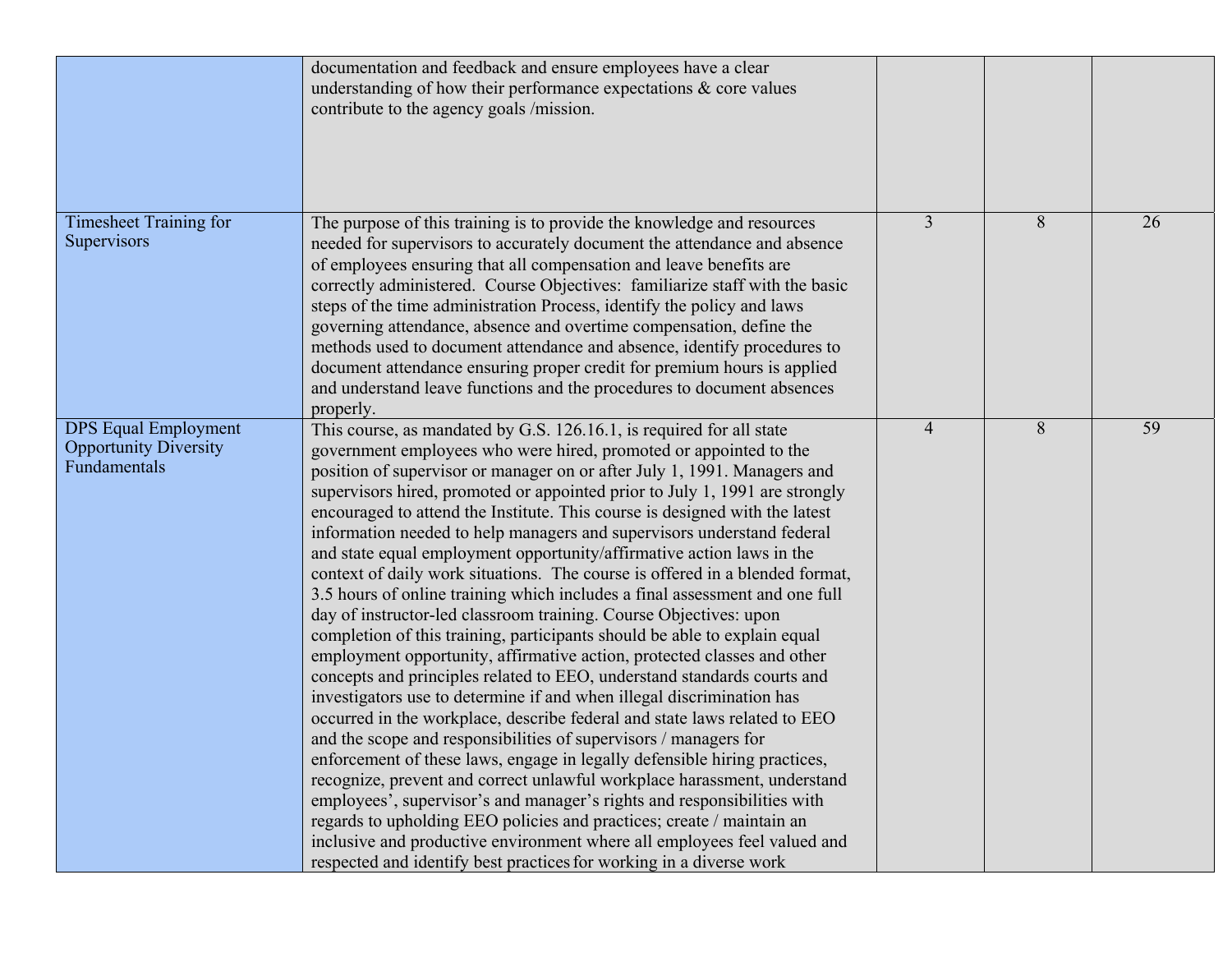|  |  |  |  |  |
| --- | --- | --- | --- | --- |
|  | documentation and feedback and ensure employees have a clear understanding of how their performance expectations & core values contribute to the agency goals /mission. |  |  |  |
| Timesheet Training for Supervisors | The purpose of this training is to provide the knowledge and resources needed for supervisors to accurately document the attendance and absence of employees ensuring that all compensation and leave benefits are correctly administered. Course Objectives: familiarize staff with the basic steps of the time administration Process, identify the policy and laws governing attendance, absence and overtime compensation, define the methods used to document attendance and absence, identify procedures to document attendance ensuring proper credit for premium hours is applied and understand leave functions and the procedures to document absences properly. | 3 | 8 | 26 |
| DPS Equal Employment Opportunity Diversity Fundamentals | This course, as mandated by G.S. 126.16.1, is required for all state government employees who were hired, promoted or appointed to the position of supervisor or manager on or after July 1, 1991. Managers and supervisors hired, promoted or appointed prior to July 1, 1991 are strongly encouraged to attend the Institute. This course is designed with the latest information needed to help managers and supervisors understand federal and state equal employment opportunity/affirmative action laws in the context of daily work situations. The course is offered in a blended format, 3.5 hours of online training which includes a final assessment and one full day of instructor-led classroom training. Course Objectives: upon completion of this training, participants should be able to explain equal employment opportunity, affirmative action, protected classes and other concepts and principles related to EEO, understand standards courts and investigators use to determine if and when illegal discrimination has occurred in the workplace, describe federal and state laws related to EEO and the scope and responsibilities of supervisors / managers for enforcement of these laws, engage in legally defensible hiring practices, recognize, prevent and correct unlawful workplace harassment, understand employees', supervisor's and manager's rights and responsibilities with regards to upholding EEO policies and practices; create / maintain an inclusive and productive environment where all employees feel valued and respected and identify best practices for working in a diverse work | 4 | 8 | 59 |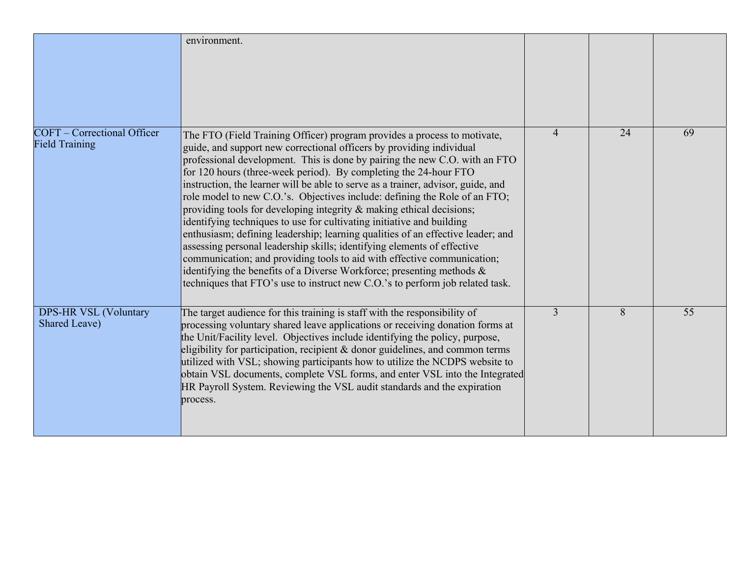| | | | | |
|---|---|---|---|---|
| | environment. | | | |
| COFT – Correctional Officer Field Training | The FTO (Field Training Officer) program provides a process to motivate, guide, and support new correctional officers by providing individual professional development. This is done by pairing the new C.O. with an FTO for 120 hours (three-week period). By completing the 24-hour FTO instruction, the learner will be able to serve as a trainer, advisor, guide, and role model to new C.O.'s. Objectives include: defining the Role of an FTO; providing tools for developing integrity & making ethical decisions; identifying techniques to use for cultivating initiative and building enthusiasm; defining leadership; learning qualities of an effective leader; and assessing personal leadership skills; identifying elements of effective communication; and providing tools to aid with effective communication; identifying the benefits of a Diverse Workforce; presenting methods & techniques that FTO's use to instruct new C.O.'s to perform job related task. | 4 | 24 | 69 |
| DPS-HR VSL (Voluntary Shared Leave) | The target audience for this training is staff with the responsibility of processing voluntary shared leave applications or receiving donation forms at the Unit/Facility level. Objectives include identifying the policy, purpose, eligibility for participation, recipient & donor guidelines, and common terms utilized with VSL; showing participants how to utilize the NCDPS website to obtain VSL documents, complete VSL forms, and enter VSL into the Integrated HR Payroll System. Reviewing the VSL audit standards and the expiration process. | 3 | 8 | 55 |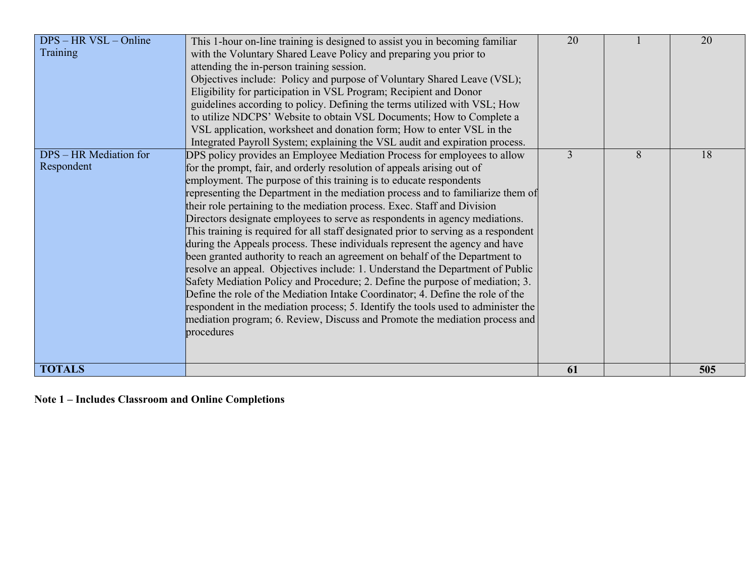| | | | | |
|---|---|---|---|---|
| DPS – HR VSL – Online Training | This 1-hour on-line training is designed to assist you in becoming familiar with the Voluntary Shared Leave Policy and preparing you prior to attending the in-person training session. Objectives include: Policy and purpose of Voluntary Shared Leave (VSL); Eligibility for participation in VSL Program; Recipient and Donor guidelines according to policy. Defining the terms utilized with VSL; How to utilize NDCPS' Website to obtain VSL Documents; How to Complete a VSL application, worksheet and donation form; How to enter VSL in the Integrated Payroll System; explaining the VSL audit and expiration process. | 20 | 1 | 20 |
| DPS – HR Mediation for Respondent | DPS policy provides an Employee Mediation Process for employees to allow for the prompt, fair, and orderly resolution of appeals arising out of employment. The purpose of this training is to educate respondents representing the Department in the mediation process and to familiarize them of their role pertaining to the mediation process. Exec. Staff and Division Directors designate employees to serve as respondents in agency mediations. This training is required for all staff designated prior to serving as a respondent during the Appeals process. These individuals represent the agency and have been granted authority to reach an agreement on behalf of the Department to resolve an appeal. Objectives include: 1. Understand the Department of Public Safety Mediation Policy and Procedure; 2. Define the purpose of mediation; 3. Define the role of the Mediation Intake Coordinator; 4. Define the role of the respondent in the mediation process; 5. Identify the tools used to administer the mediation program; 6. Review, Discuss and Promote the mediation process and procedures | 3 | 8 | 18 |
| **TOTALS** | | **61** | | **505** |

**Note 1 – Includes Classroom and Online Completions**